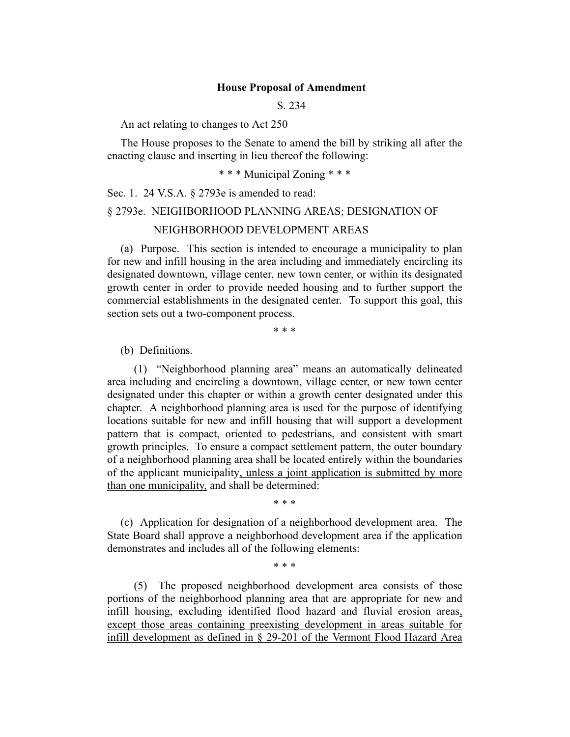**House Proposal of Amendment**

S. 234

An act relating to changes to Act 250

The House proposes to the Senate to amend the bill by striking all after the enacting clause and inserting in lieu thereof the following:

\* \* \* Municipal Zoning \* \* \*

Sec. 1. 24 V.S.A. § 2793e is amended to read:

§ 2793e. NEIGHBORHOOD PLANNING AREAS; DESIGNATION OF NEIGHBORHOOD DEVELOPMENT AREAS

(a) Purpose. This section is intended to encourage a municipality to plan for new and infill housing in the area including and immediately encircling its designated downtown, village center, new town center, or within its designated growth center in order to provide needed housing and to further support the commercial establishments in the designated center. To support this goal, this section sets out a two-component process.

\* \* \*

(b) Definitions.

(1) "Neighborhood planning area" means an automatically delineated area including and encircling a downtown, village center, or new town center designated under this chapter or within a growth center designated under this chapter. A neighborhood planning area is used for the purpose of identifying locations suitable for new and infill housing that will support a development pattern that is compact, oriented to pedestrians, and consistent with smart growth principles. To ensure a compact settlement pattern, the outer boundary of a neighborhood planning area shall be located entirely within the boundaries of the applicant municipality<u>, unless a joint application is submitted by more than one municipality,</u> and shall be determined:

\* \* \*

(c) Application for designation of a neighborhood development area. The State Board shall approve a neighborhood development area if the application demonstrates and includes all of the following elements:

\* \* \*

(5) The proposed neighborhood development area consists of those portions of the neighborhood planning area that are appropriate for new and infill housing, excluding identified flood hazard and fluvial erosion areas<u>, except those areas containing preexisting development in areas suitable for infill development as defined in § 29-201 of the Vermont Flood Hazard Area</u>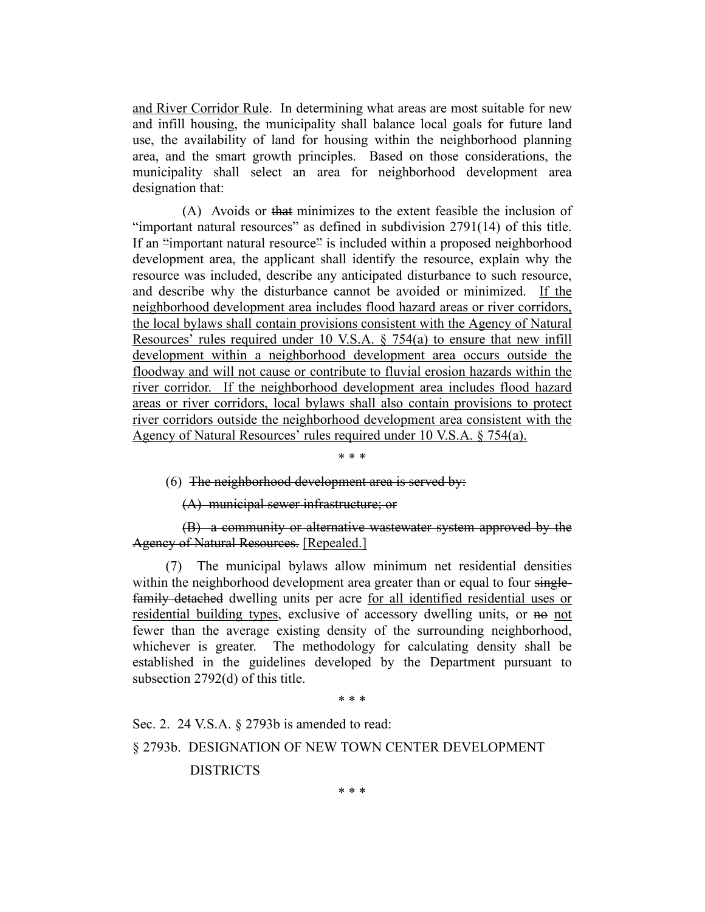<u>and River Corridor Rule</u>. In determining what areas are most suitable for new and infill housing, the municipality shall balance local goals for future land use, the availability of land for housing within the neighborhood planning area, and the smart growth principles. Based on those considerations, the municipality shall select an area for neighborhood development area designation that:

(A) Avoids or ~~that~~ minimizes to the extent feasible the inclusion of "important natural resources" as defined in subdivision 2791(14) of this title. If an ~~"~~important natural resource~~"~~ is included within a proposed neighborhood development area, the applicant shall identify the resource, explain why the resource was included, describe any anticipated disturbance to such resource, and describe why the disturbance cannot be avoided or minimized. <u>If the neighborhood development area includes flood hazard areas or river corridors, the local bylaws shall contain provisions consistent with the Agency of Natural Resources' rules required under 10 V.S.A. § 754(a) to ensure that new infill development within a neighborhood development area occurs outside the floodway and will not cause or contribute to fluvial erosion hazards within the river corridor. If the neighborhood development area includes flood hazard areas or river corridors, local bylaws shall also contain provisions to protect river corridors outside the neighborhood development area consistent with the Agency of Natural Resources' rules required under 10 V.S.A. § 754(a).</u>

\* \* \*

(6) ~~The neighborhood development area is served by:~~

~~(A) municipal sewer infrastructure; or~~

~~(B) a community or alternative wastewater system approved by the Agency of Natural Resources.~~ <u>[Repealed.]</u>

(7) The municipal bylaws allow minimum net residential densities within the neighborhood development area greater than or equal to four ~~single-family detached~~ dwelling units per acre <u>for all identified residential uses or residential building types</u>, exclusive of accessory dwelling units, or ~~no~~ <u>not</u> fewer than the average existing density of the surrounding neighborhood, whichever is greater. The methodology for calculating density shall be established in the guidelines developed by the Department pursuant to subsection 2792(d) of this title.

\* \* \*

Sec. 2. 24 V.S.A. § 2793b is amended to read:

§ 2793b. DESIGNATION OF NEW TOWN CENTER DEVELOPMENT DISTRICTS

\* \* \*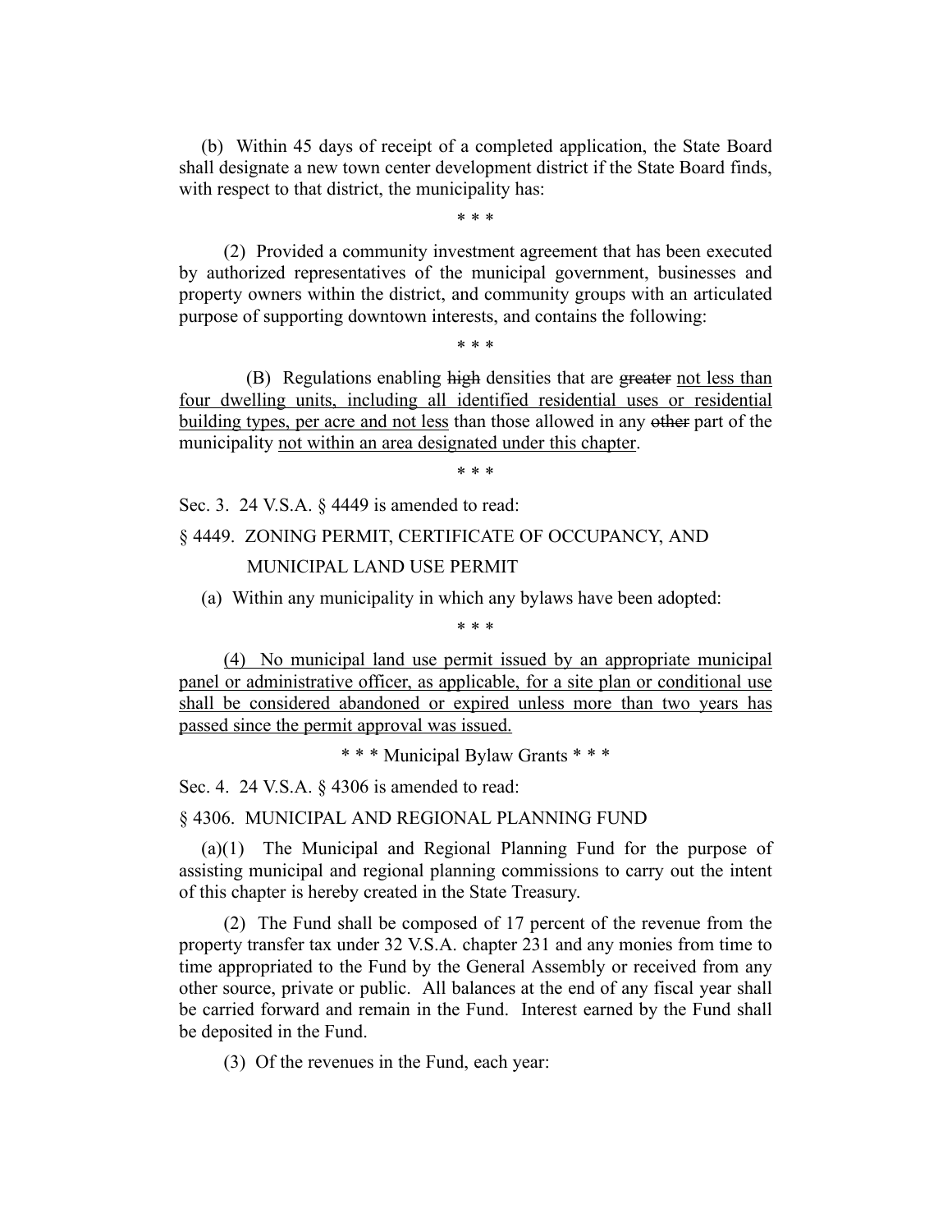(b) Within 45 days of receipt of a completed application, the State Board shall designate a new town center development district if the State Board finds, with respect to that district, the municipality has:

\* \* \*

(2) Provided a community investment agreement that has been executed by authorized representatives of the municipal government, businesses and property owners within the district, and community groups with an articulated purpose of supporting downtown interests, and contains the following:

\* \* \*

(B) Regulations enabling ~~high~~ densities that are ~~greater~~ <u>not less than four dwelling units, including all identified residential uses or residential building types, per acre and not less</u> than those allowed in any ~~other~~ part of the municipality <u>not within an area designated under this chapter</u>.

\* \* \*

Sec. 3. 24 V.S.A. § 4449 is amended to read:

§ 4449. ZONING PERMIT, CERTIFICATE OF OCCUPANCY, AND MUNICIPAL LAND USE PERMIT

(a) Within any municipality in which any bylaws have been adopted:

\* \* \*

<u>(4) No municipal land use permit issued by an appropriate municipal panel or administrative officer, as applicable, for a site plan or conditional use shall be considered abandoned or expired unless more than two years has passed since the permit approval was issued.</u>

\* \* \* Municipal Bylaw Grants \* \* \*

Sec. 4. 24 V.S.A. § 4306 is amended to read:

§ 4306. MUNICIPAL AND REGIONAL PLANNING FUND

(a)(1) The Municipal and Regional Planning Fund for the purpose of assisting municipal and regional planning commissions to carry out the intent of this chapter is hereby created in the State Treasury.

(2) The Fund shall be composed of 17 percent of the revenue from the property transfer tax under 32 V.S.A. chapter 231 and any monies from time to time appropriated to the Fund by the General Assembly or received from any other source, private or public. All balances at the end of any fiscal year shall be carried forward and remain in the Fund. Interest earned by the Fund shall be deposited in the Fund.

(3) Of the revenues in the Fund, each year: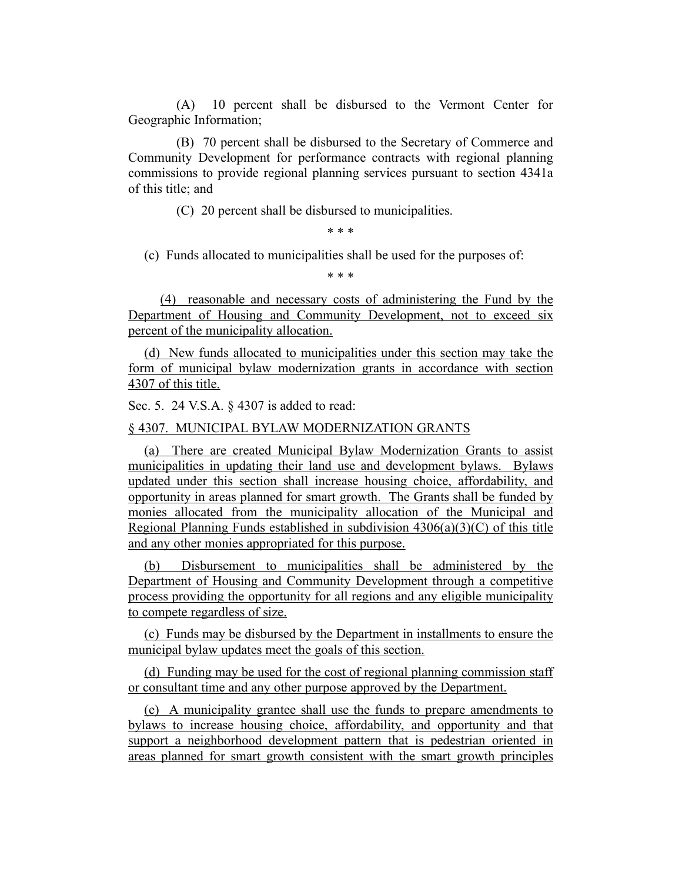(A) 10 percent shall be disbursed to the Vermont Center for Geographic Information;

(B) 70 percent shall be disbursed to the Secretary of Commerce and Community Development for performance contracts with regional planning commissions to provide regional planning services pursuant to section 4341a of this title; and

(C) 20 percent shall be disbursed to municipalities.

\* \* \*

(c) Funds allocated to municipalities shall be used for the purposes of:

\* \* \*

(4) reasonable and necessary costs of administering the Fund by the Department of Housing and Community Development, not to exceed six percent of the municipality allocation.

(d) New funds allocated to municipalities under this section may take the form of municipal bylaw modernization grants in accordance with section 4307 of this title.

Sec. 5. 24 V.S.A. § 4307 is added to read:

§ 4307. MUNICIPAL BYLAW MODERNIZATION GRANTS

(a) There are created Municipal Bylaw Modernization Grants to assist municipalities in updating their land use and development bylaws. Bylaws updated under this section shall increase housing choice, affordability, and opportunity in areas planned for smart growth. The Grants shall be funded by monies allocated from the municipality allocation of the Municipal and Regional Planning Funds established in subdivision 4306(a)(3)(C) of this title and any other monies appropriated for this purpose.

(b) Disbursement to municipalities shall be administered by the Department of Housing and Community Development through a competitive process providing the opportunity for all regions and any eligible municipality to compete regardless of size.

(c) Funds may be disbursed by the Department in installments to ensure the municipal bylaw updates meet the goals of this section.

(d) Funding may be used for the cost of regional planning commission staff or consultant time and any other purpose approved by the Department.

(e) A municipality grantee shall use the funds to prepare amendments to bylaws to increase housing choice, affordability, and opportunity and that support a neighborhood development pattern that is pedestrian oriented in areas planned for smart growth consistent with the smart growth principles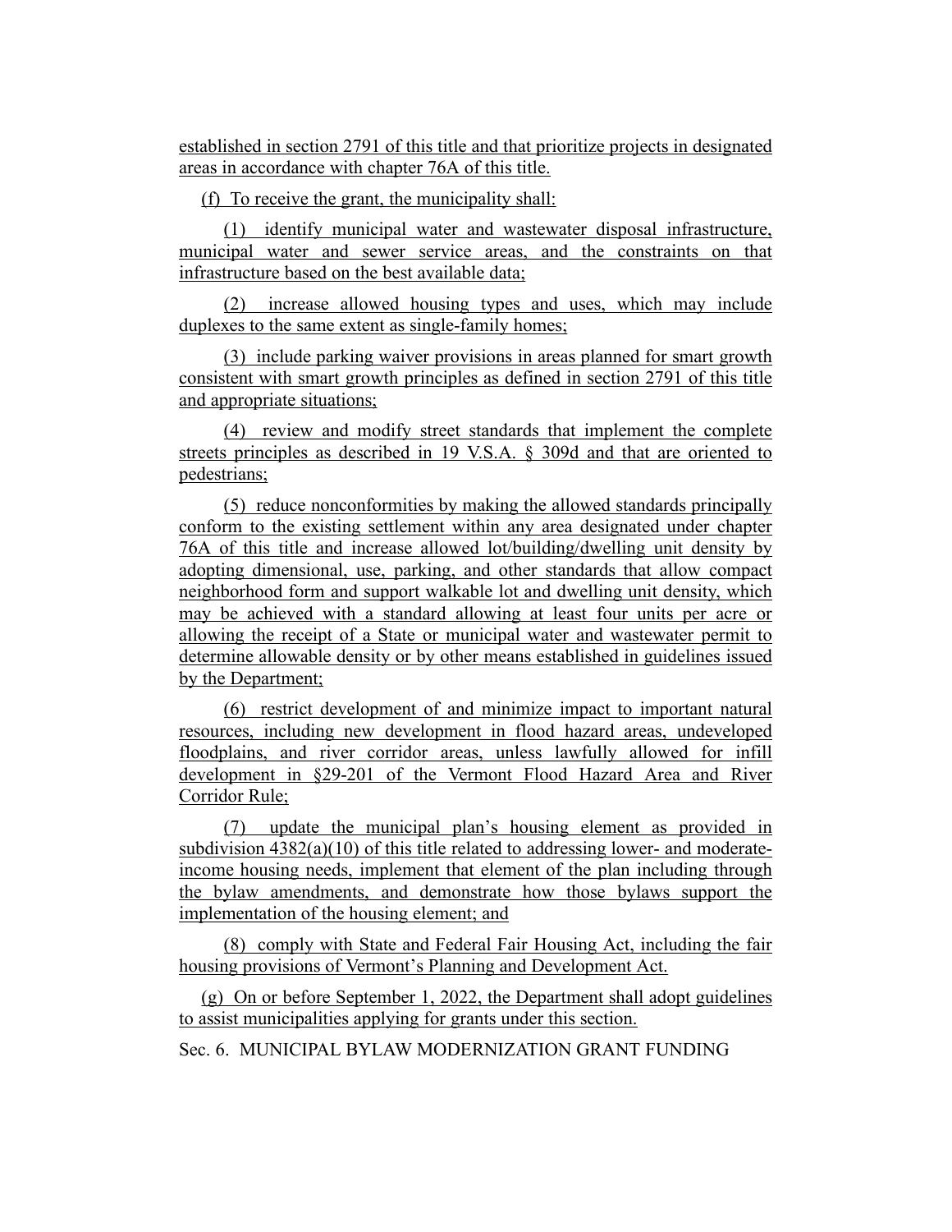established in section 2791 of this title and that prioritize projects in designated areas in accordance with chapter 76A of this title.

(f) To receive the grant, the municipality shall:

(1) identify municipal water and wastewater disposal infrastructure, municipal water and sewer service areas, and the constraints on that infrastructure based on the best available data;

(2) increase allowed housing types and uses, which may include duplexes to the same extent as single-family homes;

(3) include parking waiver provisions in areas planned for smart growth consistent with smart growth principles as defined in section 2791 of this title and appropriate situations;

(4) review and modify street standards that implement the complete streets principles as described in 19 V.S.A. § 309d and that are oriented to pedestrians;

(5) reduce nonconformities by making the allowed standards principally conform to the existing settlement within any area designated under chapter 76A of this title and increase allowed lot/building/dwelling unit density by adopting dimensional, use, parking, and other standards that allow compact neighborhood form and support walkable lot and dwelling unit density, which may be achieved with a standard allowing at least four units per acre or allowing the receipt of a State or municipal water and wastewater permit to determine allowable density or by other means established in guidelines issued by the Department;

(6) restrict development of and minimize impact to important natural resources, including new development in flood hazard areas, undeveloped floodplains, and river corridor areas, unless lawfully allowed for infill development in §29-201 of the Vermont Flood Hazard Area and River Corridor Rule;

(7) update the municipal plan's housing element as provided in subdivision 4382(a)(10) of this title related to addressing lower- and moderate-income housing needs, implement that element of the plan including through the bylaw amendments, and demonstrate how those bylaws support the implementation of the housing element; and

(8) comply with State and Federal Fair Housing Act, including the fair housing provisions of Vermont's Planning and Development Act.

(g) On or before September 1, 2022, the Department shall adopt guidelines to assist municipalities applying for grants under this section.

Sec. 6. MUNICIPAL BYLAW MODERNIZATION GRANT FUNDING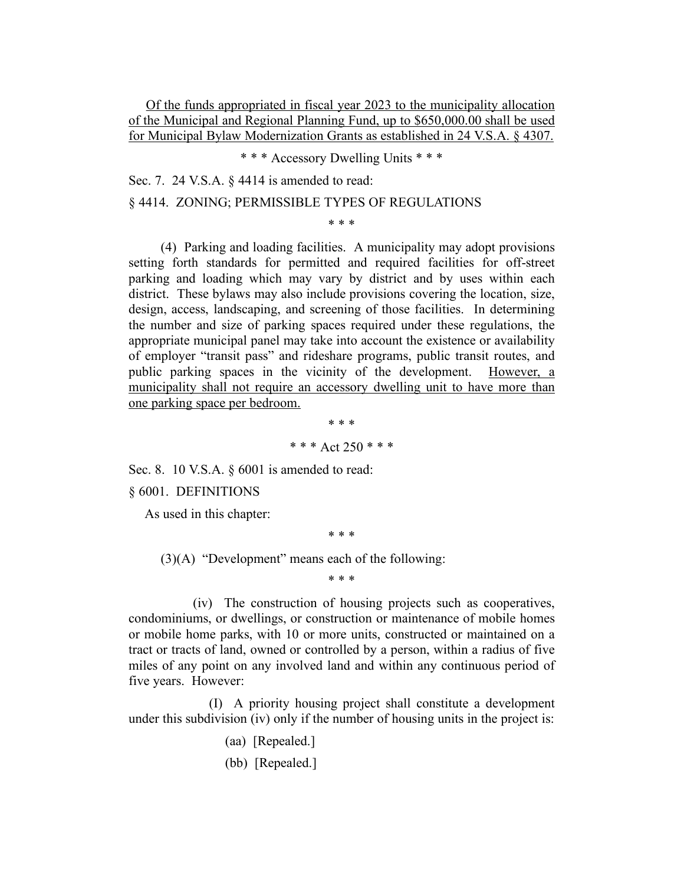<u>Of the funds appropriated in fiscal year 2023 to the municipality allocation of the Municipal and Regional Planning Fund, up to $650,000.00 shall be used for Municipal Bylaw Modernization Grants as established in 24 V.S.A. § 4307.</u>

\* \* \* Accessory Dwelling Units \* \* \*

Sec. 7. 24 V.S.A. § 4414 is amended to read:

§ 4414. ZONING; PERMISSIBLE TYPES OF REGULATIONS

\* \* \*

(4) Parking and loading facilities. A municipality may adopt provisions setting forth standards for permitted and required facilities for off-street parking and loading which may vary by district and by uses within each district. These bylaws may also include provisions covering the location, size, design, access, landscaping, and screening of those facilities. In determining the number and size of parking spaces required under these regulations, the appropriate municipal panel may take into account the existence or availability of employer "transit pass" and rideshare programs, public transit routes, and public parking spaces in the vicinity of the development. <u>However, a municipality shall not require an accessory dwelling unit to have more than one parking space per bedroom.</u>

\* \* \*

\* \* \* Act 250 \* \* \*

Sec. 8. 10 V.S.A. § 6001 is amended to read:

§ 6001. DEFINITIONS

As used in this chapter:

\* \* \*

(3)(A) "Development" means each of the following:

\* \* \*

(iv) The construction of housing projects such as cooperatives, condominiums, or dwellings, or construction or maintenance of mobile homes or mobile home parks, with 10 or more units, constructed or maintained on a tract or tracts of land, owned or controlled by a person, within a radius of five miles of any point on any involved land and within any continuous period of five years. However:

(I) A priority housing project shall constitute a development under this subdivision (iv) only if the number of housing units in the project is:

(aa) [Repealed.]

(bb) [Repealed.]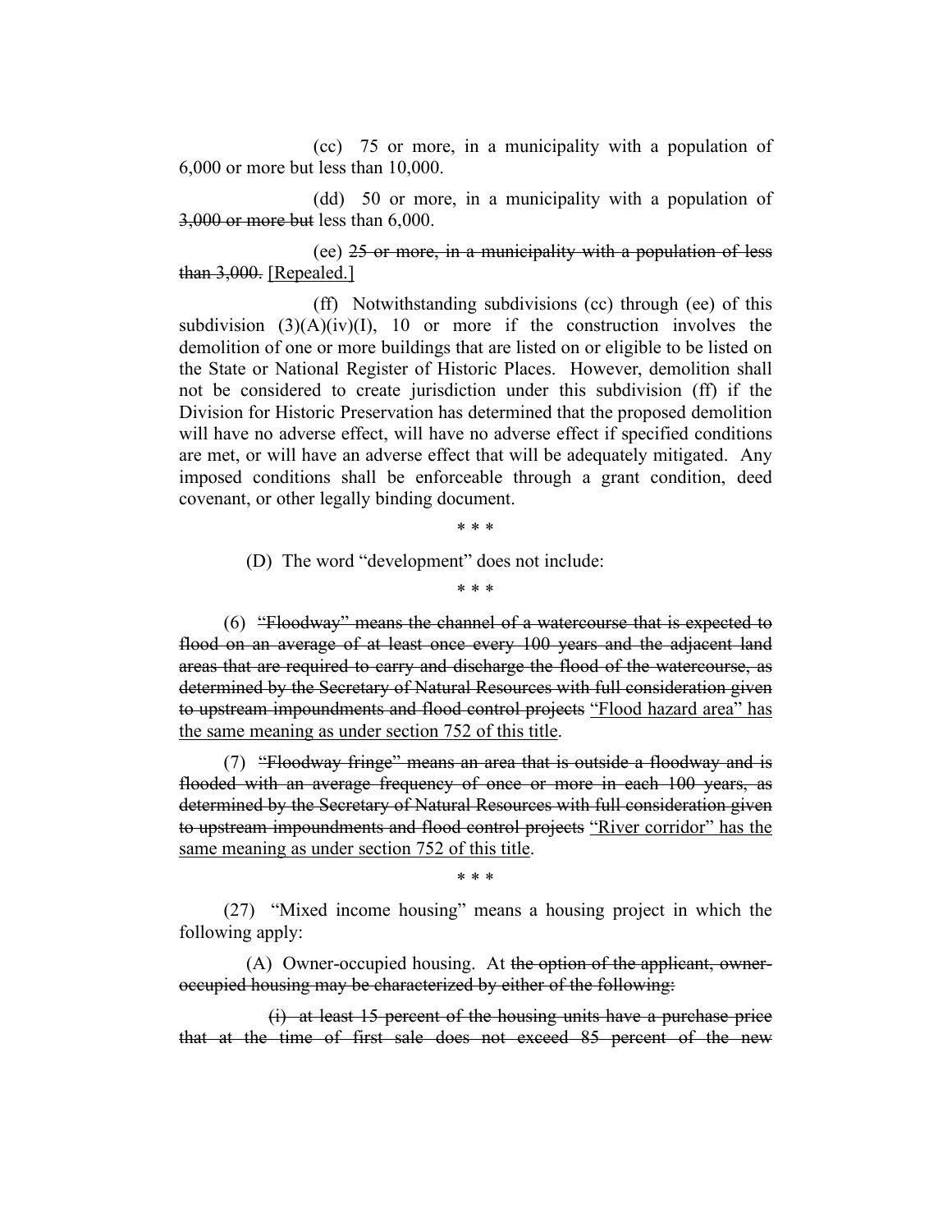(cc) 75 or more, in a municipality with a population of 6,000 or more but less than 10,000.

(dd) 50 or more, in a municipality with a population of ~~3,000 or more but~~ less than 6,000.

(ee) ~~25 or more, in a municipality with a population of less than 3,000.~~ [Repealed.]

(ff) Notwithstanding subdivisions (cc) through (ee) of this subdivision (3)(A)(iv)(I), 10 or more if the construction involves the demolition of one or more buildings that are listed on or eligible to be listed on the State or National Register of Historic Places. However, demolition shall not be considered to create jurisdiction under this subdivision (ff) if the Division for Historic Preservation has determined that the proposed demolition will have no adverse effect, will have no adverse effect if specified conditions are met, or will have an adverse effect that will be adequately mitigated. Any imposed conditions shall be enforceable through a grant condition, deed covenant, or other legally binding document.

\* \* \*

(D) The word "development" does not include:

\* \* \*

(6) ~~"Floodway" means the channel of a watercourse that is expected to flood on an average of at least once every 100 years and the adjacent land areas that are required to carry and discharge the flood of the watercourse, as determined by the Secretary of Natural Resources with full consideration given to upstream impoundments and flood control projects~~ <u>"Flood hazard area" has the same meaning as under section 752 of this title</u>.

(7) ~~"Floodway fringe" means an area that is outside a floodway and is flooded with an average frequency of once or more in each 100 years, as determined by the Secretary of Natural Resources with full consideration given to upstream impoundments and flood control projects~~ <u>"River corridor" has the same meaning as under section 752 of this title</u>.

\* \* \*

(27) "Mixed income housing" means a housing project in which the following apply:

(A) Owner-occupied housing. At ~~the option of the applicant, owner-occupied housing may be characterized by either of the following:~~

~~(i) at least 15 percent of the housing units have a purchase price that at the time of first sale does not exceed 85 percent of the new~~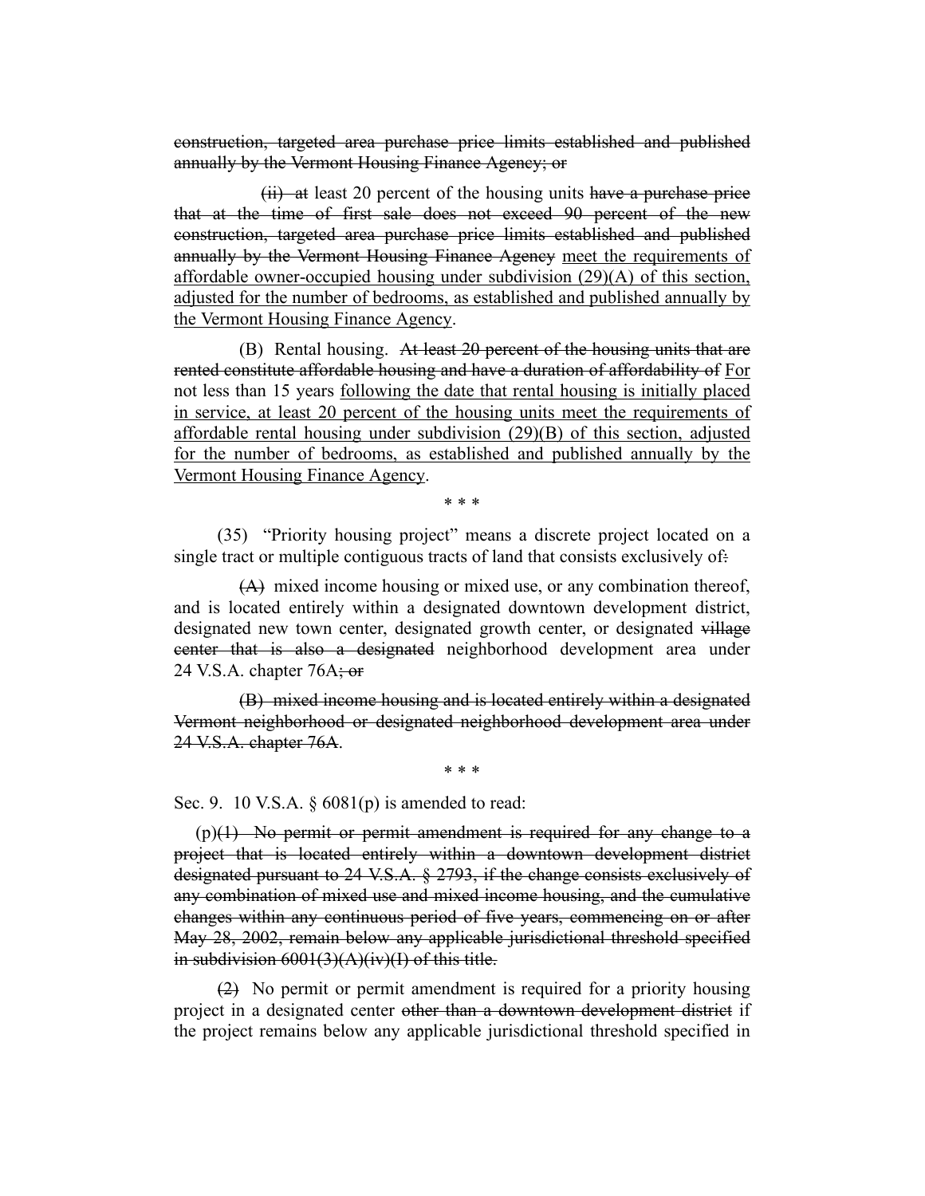~~construction, targeted area purchase price limits established and published annually by the Vermont Housing Finance Agency; or~~

~~(ii) at~~ least 20 percent of the housing units ~~have a purchase price that at the time of first sale does not exceed 90 percent of the new construction, targeted area purchase price limits established and published annually by the Vermont Housing Finance Agency~~ <u>meet the requirements of affordable owner-occupied housing under subdivision (29)(A) of this section, adjusted for the number of bedrooms, as established and published annually by the Vermont Housing Finance Agency</u>.

(B) Rental housing. ~~At least 20 percent of the housing units that are rented constitute affordable housing and have a duration of affordability of~~ <u>For</u> not less than 15 years <u>following the date that rental housing is initially placed in service, at least 20 percent of the housing units meet the requirements of affordable rental housing under subdivision (29)(B) of this section, adjusted for the number of bedrooms, as established and published annually by the Vermont Housing Finance Agency</u>.

\* \* \*

(35) "Priority housing project" means a discrete project located on a single tract or multiple contiguous tracts of land that consists exclusively of~~:~~

~~(A)~~ mixed income housing or mixed use, or any combination thereof, and is located entirely within a designated downtown development district, designated new town center, designated growth center, or designated ~~village center that is also a designated~~ neighborhood development area under 24 V.S.A. chapter 76A~~; or~~

~~(B) mixed income housing and is located entirely within a designated Vermont neighborhood or designated neighborhood development area under 24 V.S.A. chapter 76A~~.

\* \* \*

Sec. 9. 10 V.S.A. § 6081(p) is amended to read:

(p)~~(1) No permit or permit amendment is required for any change to a project that is located entirely within a downtown development district designated pursuant to 24 V.S.A. § 2793, if the change consists exclusively of any combination of mixed use and mixed income housing, and the cumulative changes within any continuous period of five years, commencing on or after May 28, 2002, remain below any applicable jurisdictional threshold specified in subdivision 6001(3)(A)(iv)(I) of this title.~~

~~(2)~~ No permit or permit amendment is required for a priority housing project in a designated center ~~other than a downtown development district~~ if the project remains below any applicable jurisdictional threshold specified in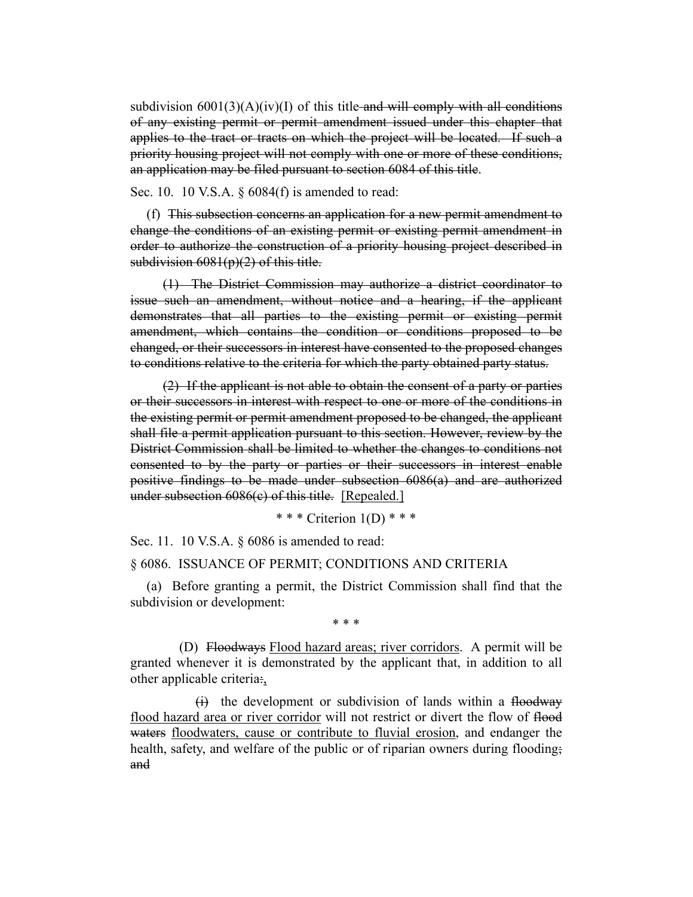subdivision 6001(3)(A)(iv)(I) of this title ~~and will comply with all conditions of any existing permit or permit amendment issued under this chapter that applies to the tract or tracts on which the project will be located. If such a priority housing project will not comply with one or more of these conditions, an application may be filed pursuant to section 6084 of this title~~.

Sec. 10. 10 V.S.A. § 6084(f) is amended to read:

(f) ~~This subsection concerns an application for a new permit amendment to change the conditions of an existing permit or existing permit amendment in order to authorize the construction of a priority housing project described in subdivision 6081(p)(2) of this title.~~

~~(1) The District Commission may authorize a district coordinator to issue such an amendment, without notice and a hearing, if the applicant demonstrates that all parties to the existing permit or existing permit amendment, which contains the condition or conditions proposed to be changed, or their successors in interest have consented to the proposed changes to conditions relative to the criteria for which the party obtained party status.~~

~~(2) If the applicant is not able to obtain the consent of a party or parties or their successors in interest with respect to one or more of the conditions in the existing permit or permit amendment proposed to be changed, the applicant shall file a permit application pursuant to this section. However, review by the District Commission shall be limited to whether the changes to conditions not consented to by the party or parties or their successors in interest enable positive findings to be made under subsection 6086(a) and are authorized under subsection 6086(c) of this title.~~ <u>[Repealed.]</u>

\* \* \* Criterion 1(D) \* \* \*

Sec. 11. 10 V.S.A. § 6086 is amended to read:

§ 6086. ISSUANCE OF PERMIT; CONDITIONS AND CRITERIA

(a) Before granting a permit, the District Commission shall find that the subdivision or development:

\* \* \*

(D) ~~Floodways~~ <u>Flood hazard areas; river corridors</u>. A permit will be granted whenever it is demonstrated by the applicant that, in addition to all other applicable criteria~~:~~<u>,</u>

~~(i)~~ the development or subdivision of lands within a ~~floodway~~ <u>flood hazard area or river corridor</u> will not restrict or divert the flow of ~~flood waters~~ <u>floodwaters, cause or contribute to fluvial erosion</u>, and endanger the health, safety, and welfare of the public or of riparian owners during flooding~~; and~~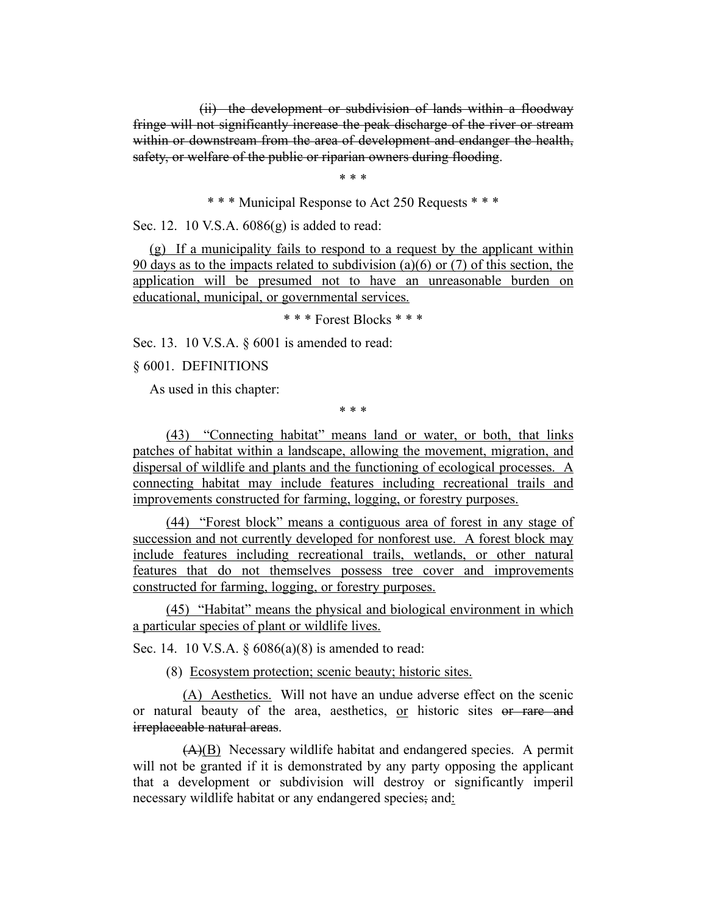~~(ii) the development or subdivision of lands within a floodway fringe will not significantly increase the peak discharge of the river or stream within or downstream from the area of development and endanger the health, safety, or welfare of the public or riparian owners during flooding~~.

\* \* \*

\* \* \* Municipal Response to Act 250 Requests \* \* \*

Sec. 12. 10 V.S.A. 6086(g) is added to read:

<u>(g) If a municipality fails to respond to a request by the applicant within 90 days as to the impacts related to subdivision (a)(6) or (7) of this section, the application will be presumed not to have an unreasonable burden on educational, municipal, or governmental services.</u>

\* \* \* Forest Blocks \* \* \*

Sec. 13. 10 V.S.A. § 6001 is amended to read:

§ 6001. DEFINITIONS

As used in this chapter:

\* \* \*

<u>(43) "Connecting habitat" means land or water, or both, that links patches of habitat within a landscape, allowing the movement, migration, and dispersal of wildlife and plants and the functioning of ecological processes. A connecting habitat may include features including recreational trails and improvements constructed for farming, logging, or forestry purposes.</u>

<u>(44) "Forest block" means a contiguous area of forest in any stage of succession and not currently developed for nonforest use. A forest block may include features including recreational trails, wetlands, or other natural features that do not themselves possess tree cover and improvements constructed for farming, logging, or forestry purposes.</u>

<u>(45) "Habitat" means the physical and biological environment in which a particular species of plant or wildlife lives.</u>

Sec. 14. 10 V.S.A. § 6086(a)(8) is amended to read:

(8) <u>Ecosystem protection; scenic beauty; historic sites.</u>

<u>(A) Aesthetics.</u> Will not have an undue adverse effect on the scenic or natural beauty of the area, aesthetics, <u>or</u> historic sites ~~or rare and irreplaceable natural areas~~.

~~(A)~~<u>(B)</u> Necessary wildlife habitat and endangered species. A permit will not be granted if it is demonstrated by any party opposing the applicant that a development or subdivision will destroy or significantly imperil necessary wildlife habitat or any endangered species~~;~~ and<u>:</u>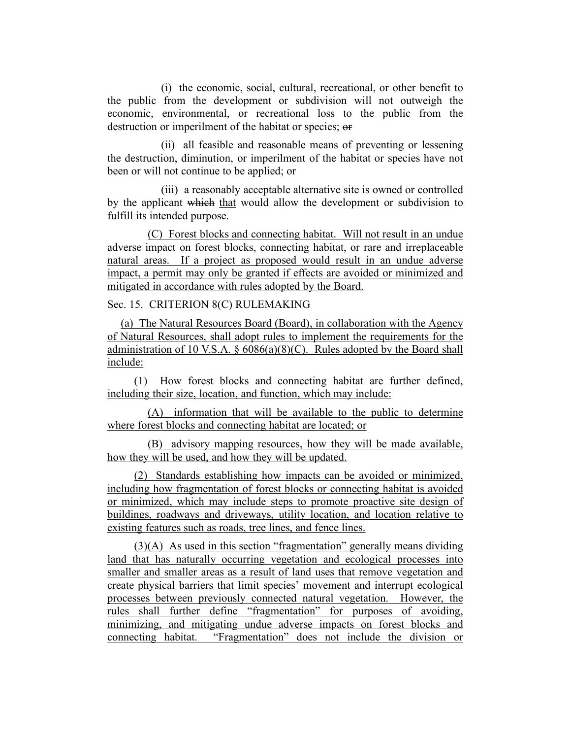(i) the economic, social, cultural, recreational, or other benefit to the public from the development or subdivision will not outweigh the economic, environmental, or recreational loss to the public from the destruction or imperilment of the habitat or species; ~~or~~

(ii) all feasible and reasonable means of preventing or lessening the destruction, diminution, or imperilment of the habitat or species have not been or will not continue to be applied; or

(iii) a reasonably acceptable alternative site is owned or controlled by the applicant ~~which~~ <u>that</u> would allow the development or subdivision to fulfill its intended purpose.

<u>(C) Forest blocks and connecting habitat. Will not result in an undue adverse impact on forest blocks, connecting habitat, or rare and irreplaceable natural areas. If a project as proposed would result in an undue adverse impact, a permit may only be granted if effects are avoided or minimized and mitigated in accordance with rules adopted by the Board.</u>

Sec. 15. CRITERION 8(C) RULEMAKING

<u>(a) The Natural Resources Board (Board), in collaboration with the Agency of Natural Resources, shall adopt rules to implement the requirements for the administration of 10 V.S.A. § 6086(a)(8)(C). Rules adopted by the Board shall include:</u>

<u>(1) How forest blocks and connecting habitat are further defined, including their size, location, and function, which may include:</u>

<u>(A) information that will be available to the public to determine where forest blocks and connecting habitat are located; or</u>

<u>(B) advisory mapping resources, how they will be made available, how they will be used, and how they will be updated.</u>

<u>(2) Standards establishing how impacts can be avoided or minimized, including how fragmentation of forest blocks or connecting habitat is avoided or minimized, which may include steps to promote proactive site design of buildings, roadways and driveways, utility location, and location relative to existing features such as roads, tree lines, and fence lines.</u>

<u>(3)(A) As used in this section "fragmentation" generally means dividing land that has naturally occurring vegetation and ecological processes into smaller and smaller areas as a result of land uses that remove vegetation and create physical barriers that limit species' movement and interrupt ecological processes between previously connected natural vegetation. However, the rules shall further define "fragmentation" for purposes of avoiding, minimizing, and mitigating undue adverse impacts on forest blocks and connecting habitat. "Fragmentation" does not include the division or</u>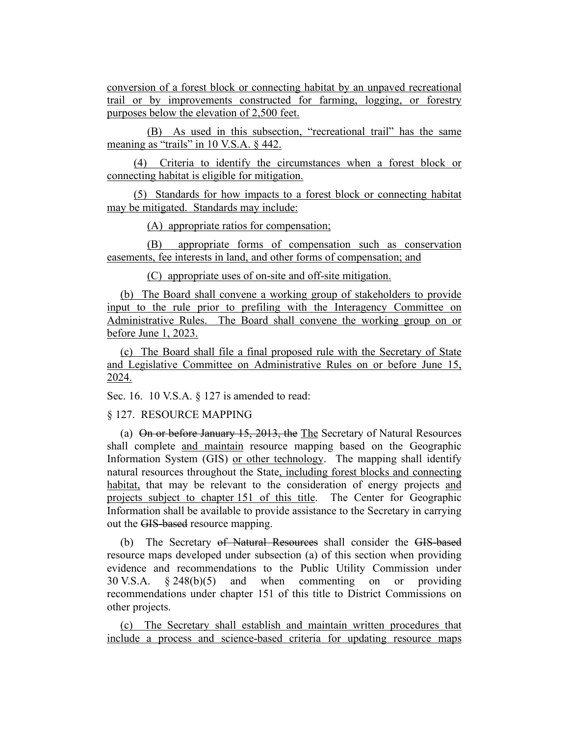conversion of a forest block or connecting habitat by an unpaved recreational trail or by improvements constructed for farming, logging, or forestry purposes below the elevation of 2,500 feet.

(B) As used in this subsection, "recreational trail" has the same meaning as "trails" in 10 V.S.A. § 442.

(4) Criteria to identify the circumstances when a forest block or connecting habitat is eligible for mitigation.

(5) Standards for how impacts to a forest block or connecting habitat may be mitigated. Standards may include:

(A) appropriate ratios for compensation;

(B) appropriate forms of compensation such as conservation easements, fee interests in land, and other forms of compensation; and

(C) appropriate uses of on-site and off-site mitigation.

(b) The Board shall convene a working group of stakeholders to provide input to the rule prior to prefiling with the Interagency Committee on Administrative Rules. The Board shall convene the working group on or before June 1, 2023.

(c) The Board shall file a final proposed rule with the Secretary of State and Legislative Committee on Administrative Rules on or before June 15, 2024.

Sec. 16. 10 V.S.A. § 127 is amended to read:

§ 127. RESOURCE MAPPING

(a) ~~On or before January 15, 2013, the~~ The Secretary of Natural Resources shall complete and maintain resource mapping based on the Geographic Information System (GIS) or other technology. The mapping shall identify natural resources throughout the State, including forest blocks and connecting habitat, that may be relevant to the consideration of energy projects and projects subject to chapter 151 of this title. The Center for Geographic Information shall be available to provide assistance to the Secretary in carrying out the ~~GIS-based~~ resource mapping.

(b) The Secretary ~~of Natural Resources~~ shall consider the ~~GIS-based~~ resource maps developed under subsection (a) of this section when providing evidence and recommendations to the Public Utility Commission under 30 V.S.A. § 248(b)(5) and when commenting on or providing recommendations under chapter 151 of this title to District Commissions on other projects.

(c) The Secretary shall establish and maintain written procedures that include a process and science-based criteria for updating resource maps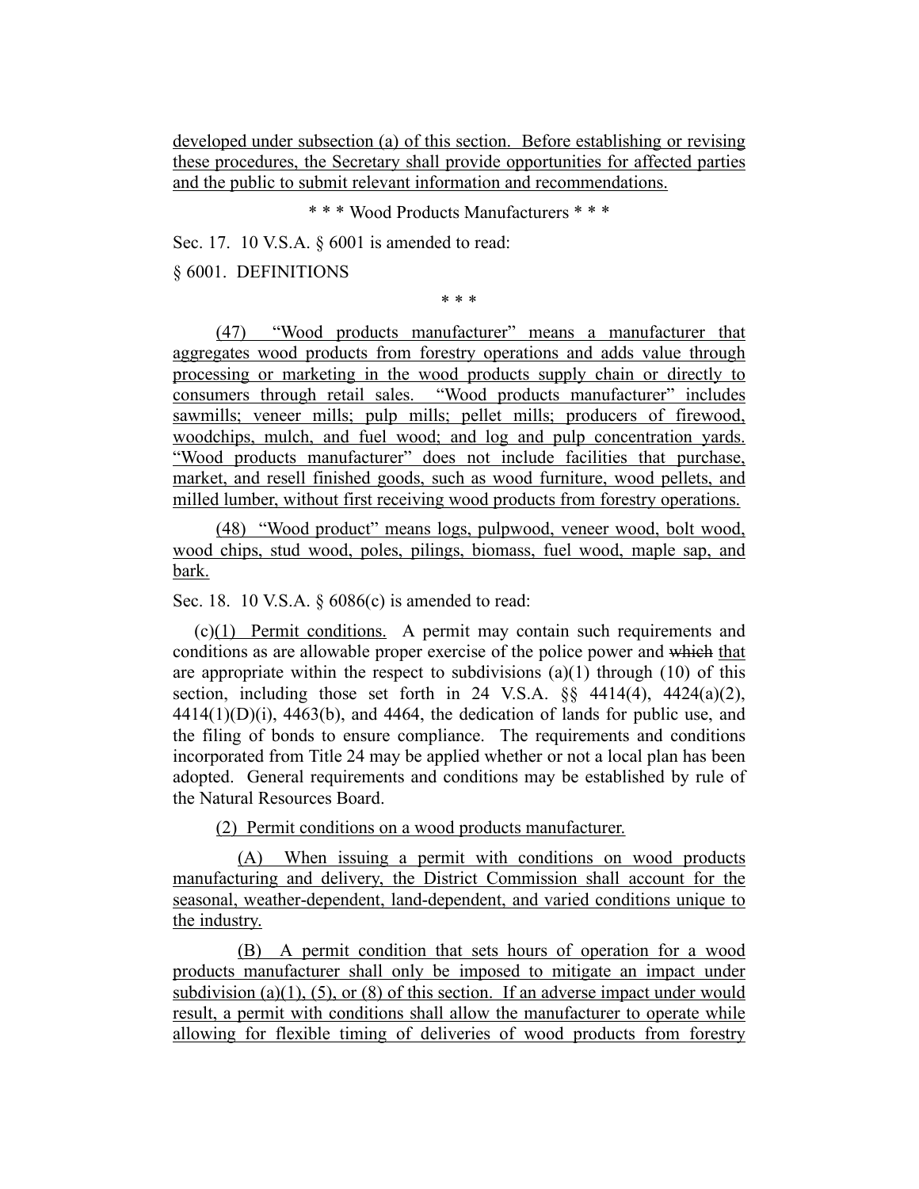developed under subsection (a) of this section. Before establishing or revising these procedures, the Secretary shall provide opportunities for affected parties and the public to submit relevant information and recommendations.

\* \* \* Wood Products Manufacturers \* \* \*

Sec. 17. 10 V.S.A. § 6001 is amended to read:

§ 6001. DEFINITIONS

\* \* \*

(47) "Wood products manufacturer" means a manufacturer that aggregates wood products from forestry operations and adds value through processing or marketing in the wood products supply chain or directly to consumers through retail sales. "Wood products manufacturer" includes sawmills; veneer mills; pulp mills; pellet mills; producers of firewood, woodchips, mulch, and fuel wood; and log and pulp concentration yards. "Wood products manufacturer" does not include facilities that purchase, market, and resell finished goods, such as wood furniture, wood pellets, and milled lumber, without first receiving wood products from forestry operations.

(48) "Wood product" means logs, pulpwood, veneer wood, bolt wood, wood chips, stud wood, poles, pilings, biomass, fuel wood, maple sap, and bark.

Sec. 18. 10 V.S.A. § 6086(c) is amended to read:

(c)(1) Permit conditions. A permit may contain such requirements and conditions as are allowable proper exercise of the police power and ~~which~~ that are appropriate within the respect to subdivisions (a)(1) through (10) of this section, including those set forth in 24 V.S.A. §§ 4414(4), 4424(a)(2), 4414(1)(D)(i), 4463(b), and 4464, the dedication of lands for public use, and the filing of bonds to ensure compliance. The requirements and conditions incorporated from Title 24 may be applied whether or not a local plan has been adopted. General requirements and conditions may be established by rule of the Natural Resources Board.

(2) Permit conditions on a wood products manufacturer.

(A) When issuing a permit with conditions on wood products manufacturing and delivery, the District Commission shall account for the seasonal, weather-dependent, land-dependent, and varied conditions unique to the industry.

(B) A permit condition that sets hours of operation for a wood products manufacturer shall only be imposed to mitigate an impact under subdivision (a)(1), (5), or (8) of this section. If an adverse impact under would result, a permit with conditions shall allow the manufacturer to operate while allowing for flexible timing of deliveries of wood products from forestry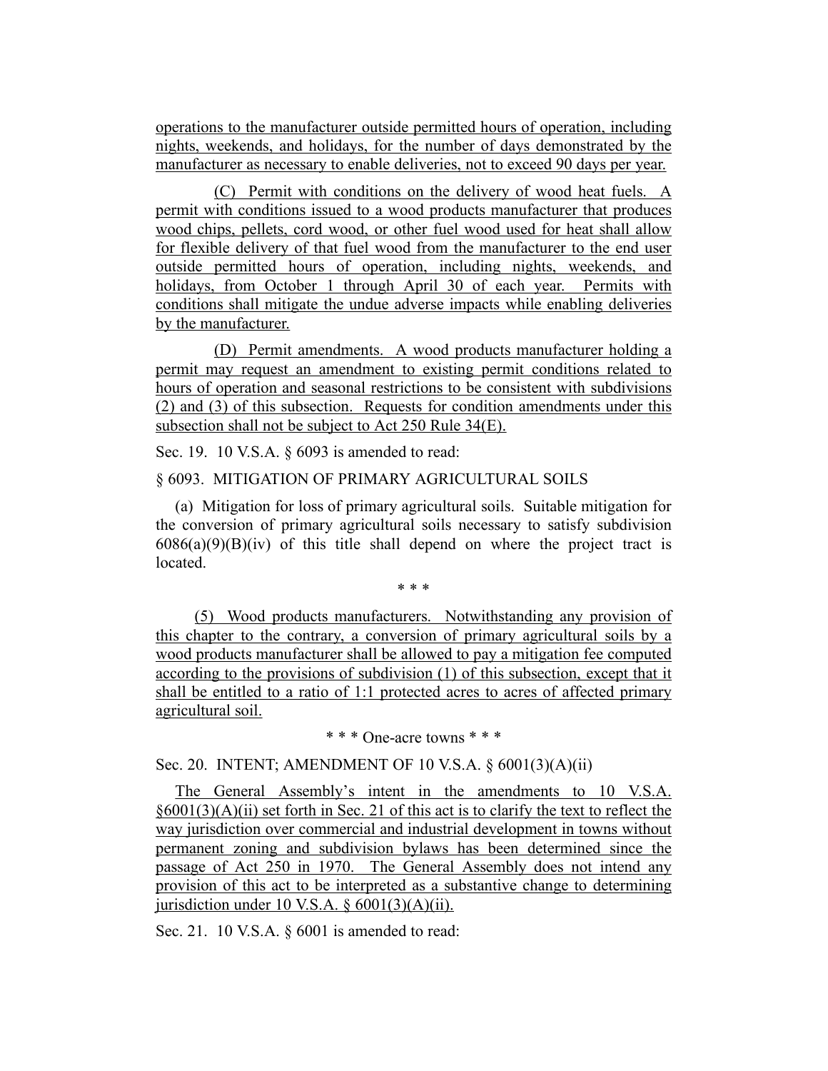operations to the manufacturer outside permitted hours of operation, including nights, weekends, and holidays, for the number of days demonstrated by the manufacturer as necessary to enable deliveries, not to exceed 90 days per year.

(C) Permit with conditions on the delivery of wood heat fuels. A permit with conditions issued to a wood products manufacturer that produces wood chips, pellets, cord wood, or other fuel wood used for heat shall allow for flexible delivery of that fuel wood from the manufacturer to the end user outside permitted hours of operation, including nights, weekends, and holidays, from October 1 through April 30 of each year. Permits with conditions shall mitigate the undue adverse impacts while enabling deliveries by the manufacturer.

(D) Permit amendments. A wood products manufacturer holding a permit may request an amendment to existing permit conditions related to hours of operation and seasonal restrictions to be consistent with subdivisions (2) and (3) of this subsection. Requests for condition amendments under this subsection shall not be subject to Act 250 Rule 34(E).

Sec. 19. 10 V.S.A. § 6093 is amended to read:

§ 6093. MITIGATION OF PRIMARY AGRICULTURAL SOILS

(a) Mitigation for loss of primary agricultural soils. Suitable mitigation for the conversion of primary agricultural soils necessary to satisfy subdivision 6086(a)(9)(B)(iv) of this title shall depend on where the project tract is located.

\* \* \*

(5) Wood products manufacturers. Notwithstanding any provision of this chapter to the contrary, a conversion of primary agricultural soils by a wood products manufacturer shall be allowed to pay a mitigation fee computed according to the provisions of subdivision (1) of this subsection, except that it shall be entitled to a ratio of 1:1 protected acres to acres of affected primary agricultural soil.

\* \* \* One-acre towns \* \* \*

Sec. 20. INTENT; AMENDMENT OF 10 V.S.A. § 6001(3)(A)(ii)

The General Assembly's intent in the amendments to 10 V.S.A. §6001(3)(A)(ii) set forth in Sec. 21 of this act is to clarify the text to reflect the way jurisdiction over commercial and industrial development in towns without permanent zoning and subdivision bylaws has been determined since the passage of Act 250 in 1970. The General Assembly does not intend any provision of this act to be interpreted as a substantive change to determining jurisdiction under 10 V.S.A. § 6001(3)(A)(ii).

Sec. 21. 10 V.S.A. § 6001 is amended to read: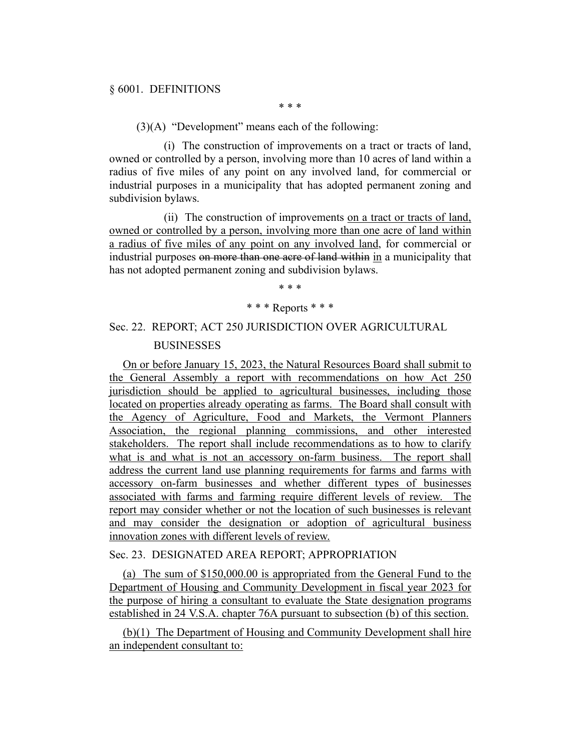§ 6001. DEFINITIONS

\* \* \*

(3)(A) "Development" means each of the following:

(i) The construction of improvements on a tract or tracts of land, owned or controlled by a person, involving more than 10 acres of land within a radius of five miles of any point on any involved land, for commercial or industrial purposes in a municipality that has adopted permanent zoning and subdivision bylaws.

(ii) The construction of improvements <u>on a tract or tracts of land, owned or controlled by a person, involving more than one acre of land within a radius of five miles of any point on any involved land</u>, for commercial or industrial purposes ~~on more than one acre of land within~~ <u>in</u> a municipality that has not adopted permanent zoning and subdivision bylaws.

\* \* \*

\* \* \* Reports \* \* \*

Sec. 22. REPORT; ACT 250 JURISDICTION OVER AGRICULTURAL BUSINESSES

<u>On or before January 15, 2023, the Natural Resources Board shall submit to the General Assembly a report with recommendations on how Act 250 jurisdiction should be applied to agricultural businesses, including those located on properties already operating as farms. The Board shall consult with the Agency of Agriculture, Food and Markets, the Vermont Planners Association, the regional planning commissions, and other interested stakeholders. The report shall include recommendations as to how to clarify what is and what is not an accessory on-farm business. The report shall address the current land use planning requirements for farms and farms with accessory on-farm businesses and whether different types of businesses associated with farms and farming require different levels of review. The report may consider whether or not the location of such businesses is relevant and may consider the designation or adoption of agricultural business innovation zones with different levels of review.</u>

Sec. 23. DESIGNATED AREA REPORT; APPROPRIATION

<u>(a) The sum of \$150,000.00 is appropriated from the General Fund to the Department of Housing and Community Development in fiscal year 2023 for the purpose of hiring a consultant to evaluate the State designation programs established in 24 V.S.A. chapter 76A pursuant to subsection (b) of this section.</u>

<u>(b)(1) The Department of Housing and Community Development shall hire an independent consultant to:</u>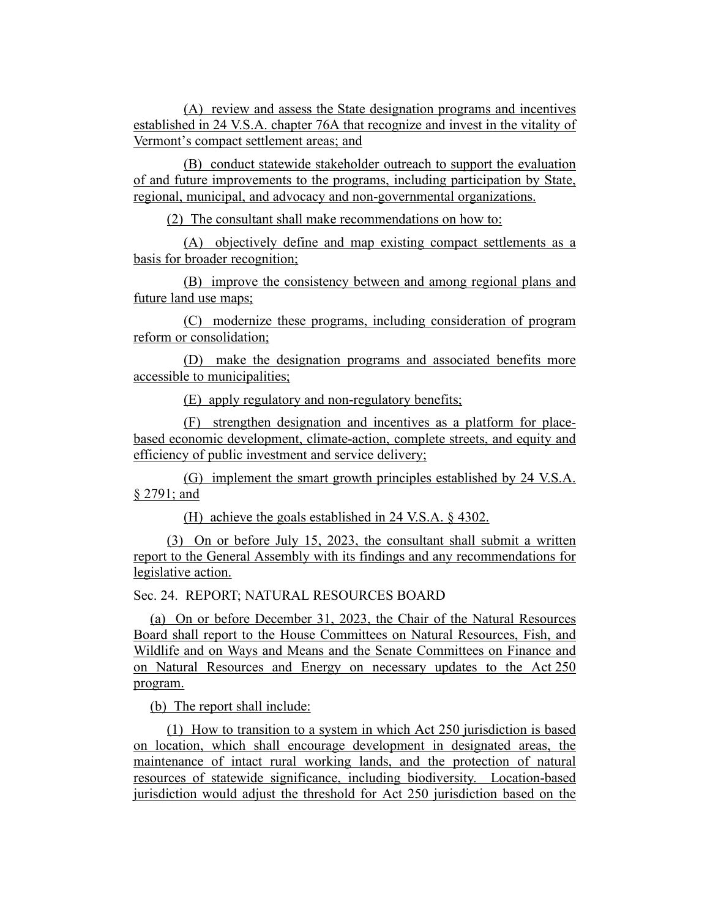(A) review and assess the State designation programs and incentives established in 24 V.S.A. chapter 76A that recognize and invest in the vitality of Vermont's compact settlement areas; and

(B) conduct statewide stakeholder outreach to support the evaluation of and future improvements to the programs, including participation by State, regional, municipal, and advocacy and non-governmental organizations.

(2) The consultant shall make recommendations on how to:

(A) objectively define and map existing compact settlements as a basis for broader recognition;

(B) improve the consistency between and among regional plans and future land use maps;

(C) modernize these programs, including consideration of program reform or consolidation;

(D) make the designation programs and associated benefits more accessible to municipalities;

(E) apply regulatory and non-regulatory benefits;

(F) strengthen designation and incentives as a platform for place-based economic development, climate-action, complete streets, and equity and efficiency of public investment and service delivery;

(G) implement the smart growth principles established by 24 V.S.A. § 2791; and

(H) achieve the goals established in 24 V.S.A. § 4302.

(3) On or before July 15, 2023, the consultant shall submit a written report to the General Assembly with its findings and any recommendations for legislative action.

Sec. 24. REPORT; NATURAL RESOURCES BOARD

(a) On or before December 31, 2023, the Chair of the Natural Resources Board shall report to the House Committees on Natural Resources, Fish, and Wildlife and on Ways and Means and the Senate Committees on Finance and on Natural Resources and Energy on necessary updates to the Act 250 program.

(b) The report shall include:

(1) How to transition to a system in which Act 250 jurisdiction is based on location, which shall encourage development in designated areas, the maintenance of intact rural working lands, and the protection of natural resources of statewide significance, including biodiversity. Location-based jurisdiction would adjust the threshold for Act 250 jurisdiction based on the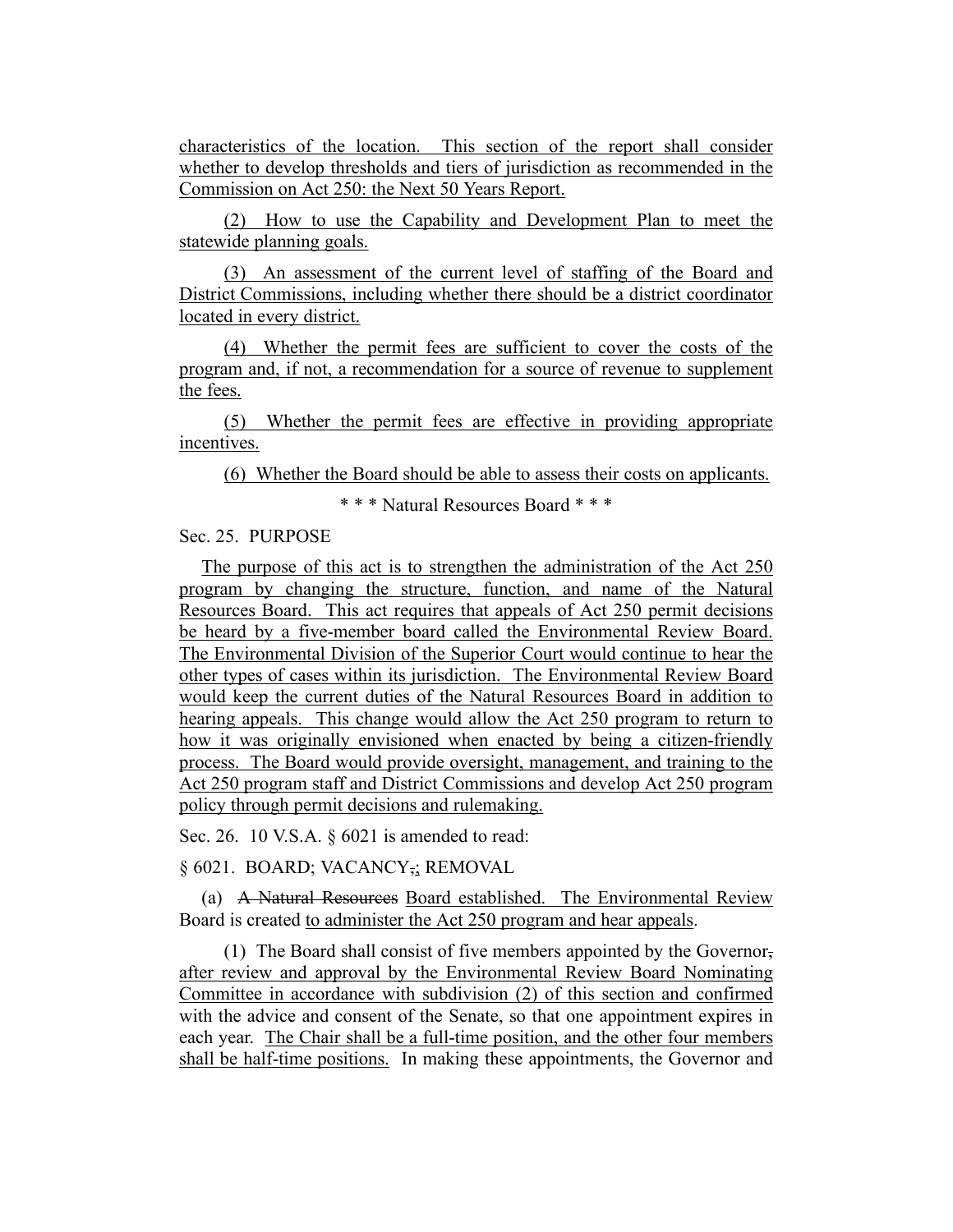characteristics of the location. This section of the report shall consider whether to develop thresholds and tiers of jurisdiction as recommended in the Commission on Act 250: the Next 50 Years Report.

(2) How to use the Capability and Development Plan to meet the statewide planning goals.

(3) An assessment of the current level of staffing of the Board and District Commissions, including whether there should be a district coordinator located in every district.

(4) Whether the permit fees are sufficient to cover the costs of the program and, if not, a recommendation for a source of revenue to supplement the fees.

(5) Whether the permit fees are effective in providing appropriate incentives.

(6) Whether the Board should be able to assess their costs on applicants.

\* \* \* Natural Resources Board \* \* \*

Sec. 25. PURPOSE

The purpose of this act is to strengthen the administration of the Act 250 program by changing the structure, function, and name of the Natural Resources Board. This act requires that appeals of Act 250 permit decisions be heard by a five-member board called the Environmental Review Board. The Environmental Division of the Superior Court would continue to hear the other types of cases within its jurisdiction. The Environmental Review Board would keep the current duties of the Natural Resources Board in addition to hearing appeals. This change would allow the Act 250 program to return to how it was originally envisioned when enacted by being a citizen-friendly process. The Board would provide oversight, management, and training to the Act 250 program staff and District Commissions and develop Act 250 program policy through permit decisions and rulemaking.

Sec. 26. 10 V.S.A. § 6021 is amended to read:

§ 6021. BOARD; VACANCY,; REMOVAL

(a) ~~A Natural Resources~~ Board established. The Environmental Review Board is created to administer the Act 250 program and hear appeals.

(1) The Board shall consist of five members appointed by the Governor~~,~~ after review and approval by the Environmental Review Board Nominating Committee in accordance with subdivision (2) of this section and confirmed with the advice and consent of the Senate, so that one appointment expires in each year. The Chair shall be a full-time position, and the other four members shall be half-time positions. In making these appointments, the Governor and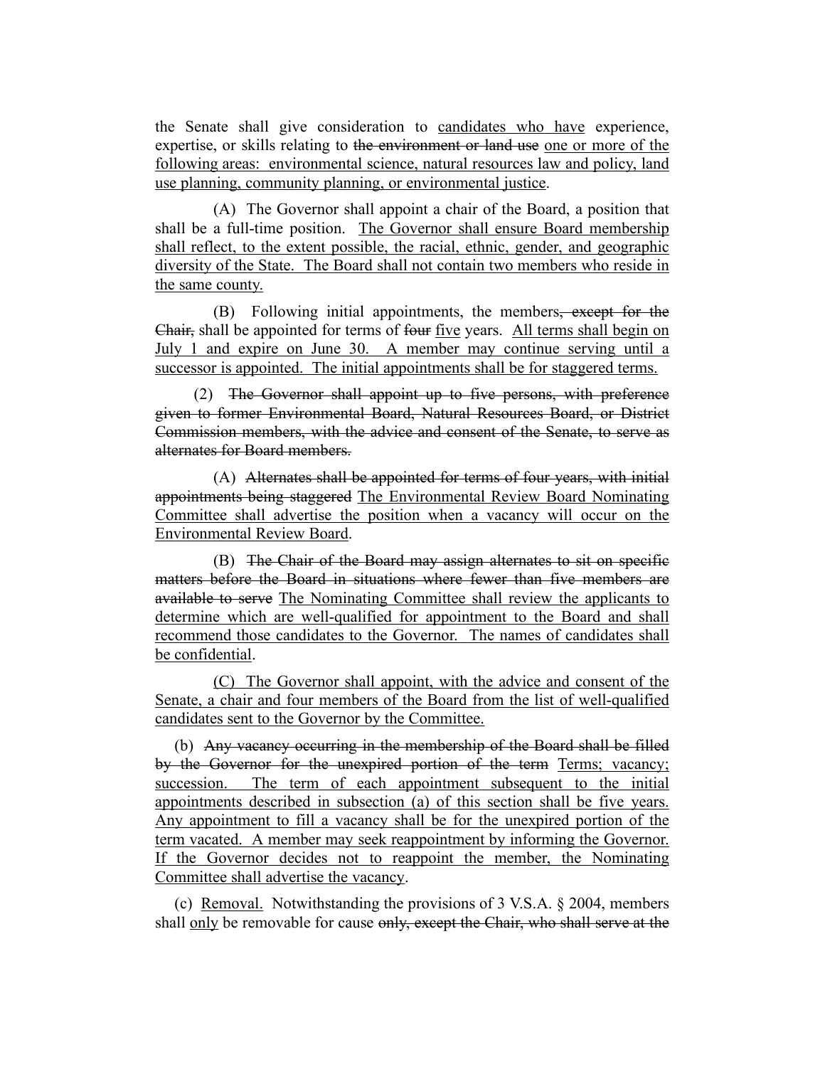the Senate shall give consideration to <u>candidates who have</u> experience, expertise, or skills relating to ~~the environment or land use~~ <u>one or more of the following areas: environmental science, natural resources law and policy, land use planning, community planning, or environmental justice</u>.

(A) The Governor shall appoint a chair of the Board, a position that shall be a full-time position. <u>The Governor shall ensure Board membership shall reflect, to the extent possible, the racial, ethnic, gender, and geographic diversity of the State. The Board shall not contain two members who reside in the same county.</u>

(B) Following initial appointments, the members~~, except for the Chair,~~ shall be appointed for terms of ~~four~~ <u>five</u> years. <u>All terms shall begin on July 1 and expire on June 30. A member may continue serving until a successor is appointed. The initial appointments shall be for staggered terms.</u>

(2) ~~The Governor shall appoint up to five persons, with preference given to former Environmental Board, Natural Resources Board, or District Commission members, with the advice and consent of the Senate, to serve as alternates for Board members.~~

(A) ~~Alternates shall be appointed for terms of four years, with initial appointments being staggered~~ <u>The Environmental Review Board Nominating Committee shall advertise the position when a vacancy will occur on the Environmental Review Board</u>.

(B) ~~The Chair of the Board may assign alternates to sit on specific matters before the Board in situations where fewer than five members are available to serve~~ <u>The Nominating Committee shall review the applicants to determine which are well-qualified for appointment to the Board and shall recommend those candidates to the Governor. The names of candidates shall be confidential</u>.

<u>(C) The Governor shall appoint, with the advice and consent of the Senate, a chair and four members of the Board from the list of well-qualified candidates sent to the Governor by the Committee.</u>

(b) ~~Any vacancy occurring in the membership of the Board shall be filled by the Governor for the unexpired portion of the term~~ <u>Terms; vacancy; succession. The term of each appointment subsequent to the initial appointments described in subsection (a) of this section shall be five years. Any appointment to fill a vacancy shall be for the unexpired portion of the term vacated. A member may seek reappointment by informing the Governor. If the Governor decides not to reappoint the member, the Nominating Committee shall advertise the vacancy</u>.

(c) <u>Removal.</u> Notwithstanding the provisions of 3 V.S.A. § 2004, members shall <u>only</u> be removable for cause ~~only, except the Chair, who shall serve at the~~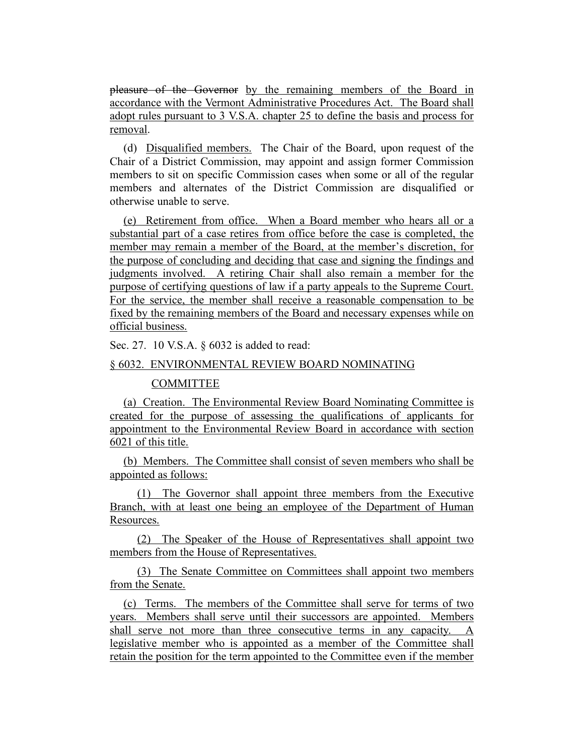~~pleasure of the Governor~~ by the remaining members of the Board in accordance with the Vermont Administrative Procedures Act. The Board shall adopt rules pursuant to 3 V.S.A. chapter 25 to define the basis and process for removal.

(d) Disqualified members. The Chair of the Board, upon request of the Chair of a District Commission, may appoint and assign former Commission members to sit on specific Commission cases when some or all of the regular members and alternates of the District Commission are disqualified or otherwise unable to serve.

(e) Retirement from office. When a Board member who hears all or a substantial part of a case retires from office before the case is completed, the member may remain a member of the Board, at the member's discretion, for the purpose of concluding and deciding that case and signing the findings and judgments involved. A retiring Chair shall also remain a member for the purpose of certifying questions of law if a party appeals to the Supreme Court. For the service, the member shall receive a reasonable compensation to be fixed by the remaining members of the Board and necessary expenses while on official business.

Sec. 27. 10 V.S.A. § 6032 is added to read:

§ 6032. ENVIRONMENTAL REVIEW BOARD NOMINATING COMMITTEE

(a) Creation. The Environmental Review Board Nominating Committee is created for the purpose of assessing the qualifications of applicants for appointment to the Environmental Review Board in accordance with section 6021 of this title.

(b) Members. The Committee shall consist of seven members who shall be appointed as follows:

(1) The Governor shall appoint three members from the Executive Branch, with at least one being an employee of the Department of Human Resources.

(2) The Speaker of the House of Representatives shall appoint two members from the House of Representatives.

(3) The Senate Committee on Committees shall appoint two members from the Senate.

(c) Terms. The members of the Committee shall serve for terms of two years. Members shall serve until their successors are appointed. Members shall serve not more than three consecutive terms in any capacity. A legislative member who is appointed as a member of the Committee shall retain the position for the term appointed to the Committee even if the member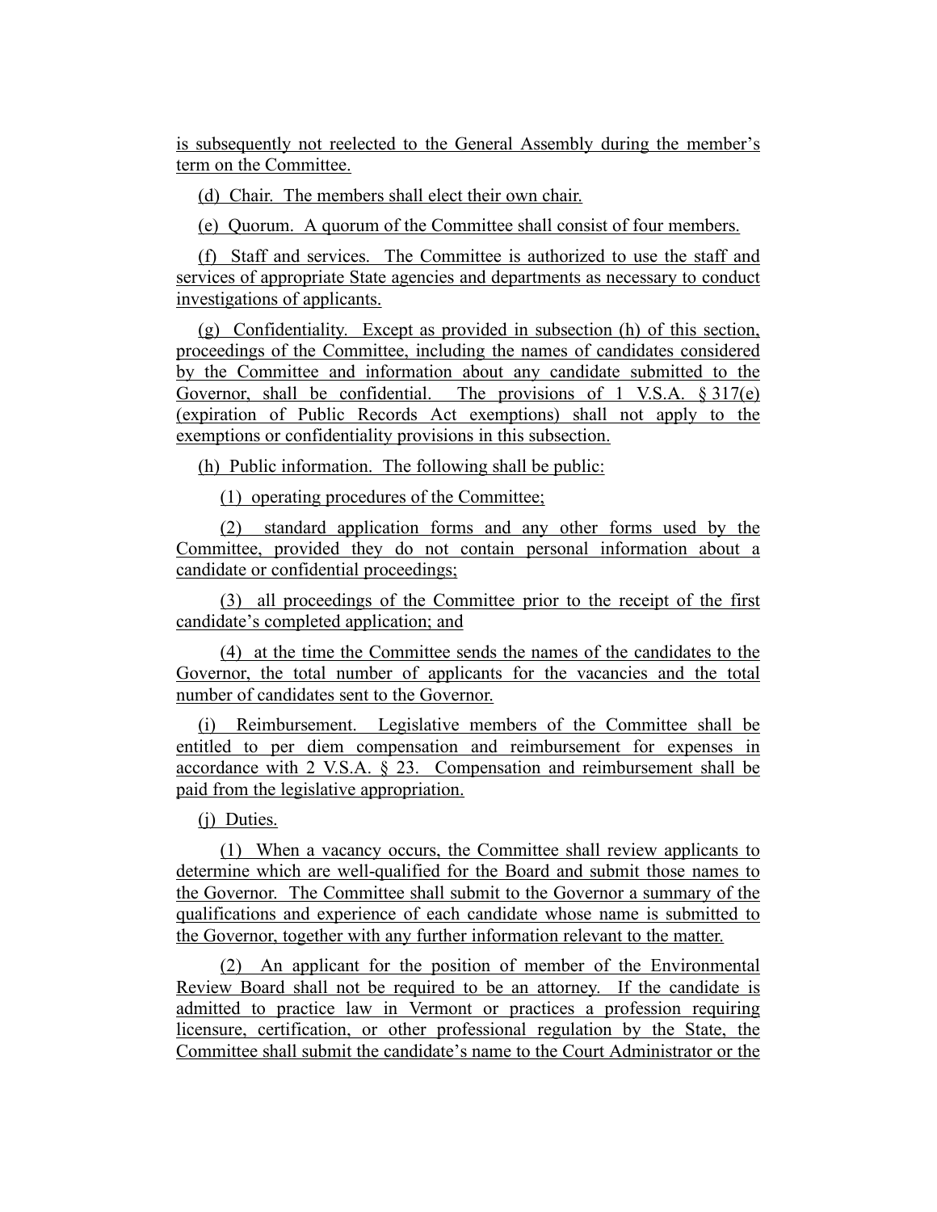is subsequently not reelected to the General Assembly during the member's term on the Committee.

(d) Chair. The members shall elect their own chair.

(e) Quorum. A quorum of the Committee shall consist of four members.

(f) Staff and services. The Committee is authorized to use the staff and services of appropriate State agencies and departments as necessary to conduct investigations of applicants.

(g) Confidentiality. Except as provided in subsection (h) of this section, proceedings of the Committee, including the names of candidates considered by the Committee and information about any candidate submitted to the Governor, shall be confidential. The provisions of 1 V.S.A. § 317(e) (expiration of Public Records Act exemptions) shall not apply to the exemptions or confidentiality provisions in this subsection.

(h) Public information. The following shall be public:

(1) operating procedures of the Committee;

(2) standard application forms and any other forms used by the Committee, provided they do not contain personal information about a candidate or confidential proceedings;

(3) all proceedings of the Committee prior to the receipt of the first candidate's completed application; and

(4) at the time the Committee sends the names of the candidates to the Governor, the total number of applicants for the vacancies and the total number of candidates sent to the Governor.

(i) Reimbursement. Legislative members of the Committee shall be entitled to per diem compensation and reimbursement for expenses in accordance with 2 V.S.A. § 23. Compensation and reimbursement shall be paid from the legislative appropriation.

(j) Duties.

(1) When a vacancy occurs, the Committee shall review applicants to determine which are well-qualified for the Board and submit those names to the Governor. The Committee shall submit to the Governor a summary of the qualifications and experience of each candidate whose name is submitted to the Governor, together with any further information relevant to the matter.

(2) An applicant for the position of member of the Environmental Review Board shall not be required to be an attorney. If the candidate is admitted to practice law in Vermont or practices a profession requiring licensure, certification, or other professional regulation by the State, the Committee shall submit the candidate's name to the Court Administrator or the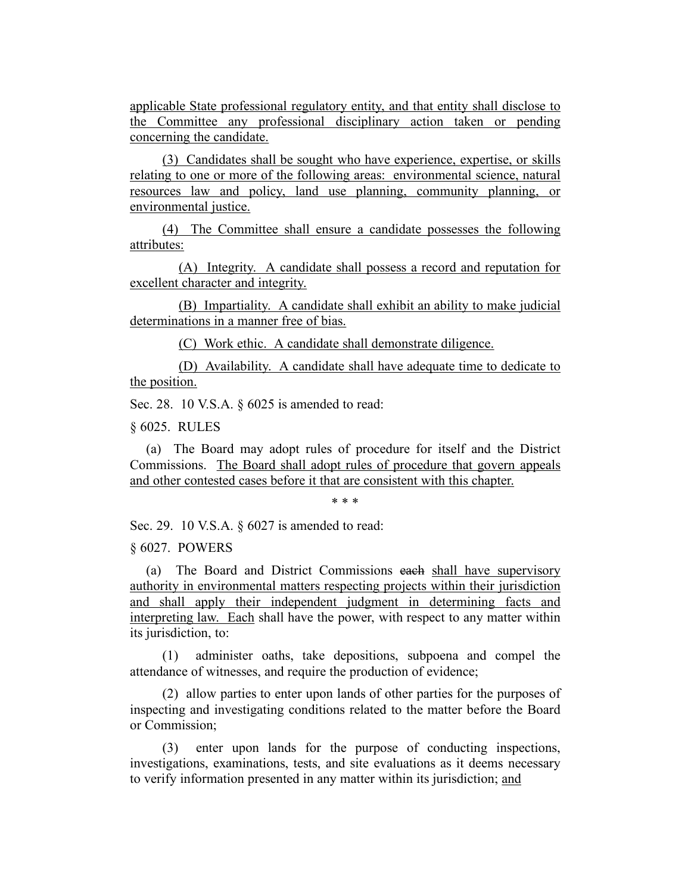applicable State professional regulatory entity, and that entity shall disclose to the Committee any professional disciplinary action taken or pending concerning the candidate.

(3) Candidates shall be sought who have experience, expertise, or skills relating to one or more of the following areas: environmental science, natural resources law and policy, land use planning, community planning, or environmental justice.

(4) The Committee shall ensure a candidate possesses the following attributes:

(A) Integrity. A candidate shall possess a record and reputation for excellent character and integrity.

(B) Impartiality. A candidate shall exhibit an ability to make judicial determinations in a manner free of bias.

(C) Work ethic. A candidate shall demonstrate diligence.

(D) Availability. A candidate shall have adequate time to dedicate to the position.

Sec. 28. 10 V.S.A. § 6025 is amended to read:

§ 6025. RULES

(a) The Board may adopt rules of procedure for itself and the District Commissions. The Board shall adopt rules of procedure that govern appeals and other contested cases before it that are consistent with this chapter.

\* \* \*

Sec. 29. 10 V.S.A. § 6027 is amended to read:

§ 6027. POWERS

(a) The Board and District Commissions ~~each~~ shall have supervisory authority in environmental matters respecting projects within their jurisdiction and shall apply their independent judgment in determining facts and interpreting law. Each shall have the power, with respect to any matter within its jurisdiction, to:

(1) administer oaths, take depositions, subpoena and compel the attendance of witnesses, and require the production of evidence;

(2) allow parties to enter upon lands of other parties for the purposes of inspecting and investigating conditions related to the matter before the Board or Commission;

(3) enter upon lands for the purpose of conducting inspections, investigations, examinations, tests, and site evaluations as it deems necessary to verify information presented in any matter within its jurisdiction; and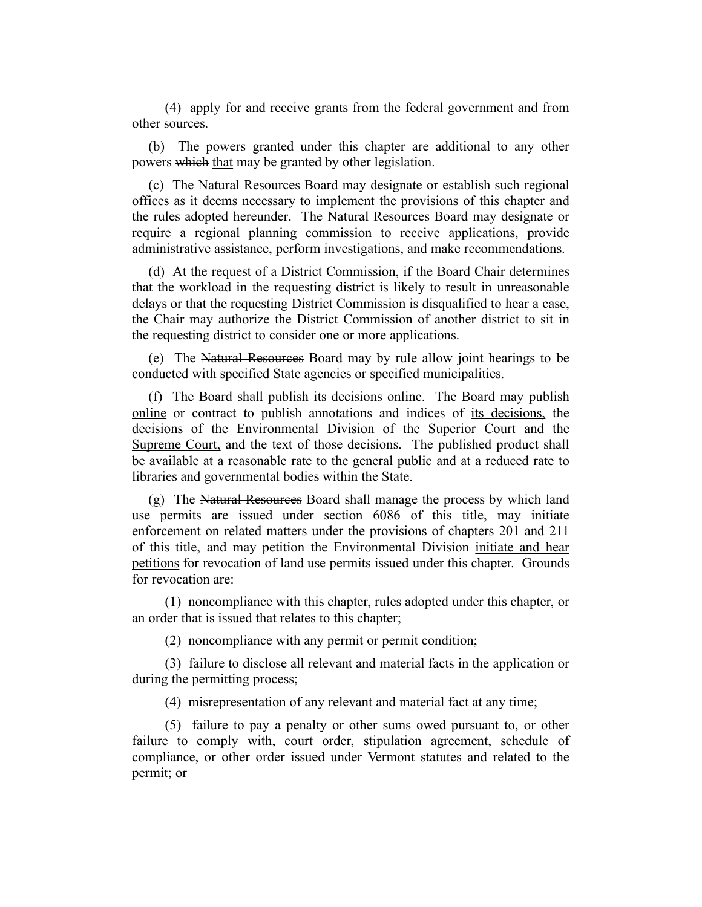(4) apply for and receive grants from the federal government and from other sources.

(b) The powers granted under this chapter are additional to any other powers ~~which~~ <u>that</u> may be granted by other legislation.

(c) The ~~Natural Resources~~ Board may designate or establish ~~such~~ regional offices as it deems necessary to implement the provisions of this chapter and the rules adopted ~~hereunder~~. The ~~Natural Resources~~ Board may designate or require a regional planning commission to receive applications, provide administrative assistance, perform investigations, and make recommendations.

(d) At the request of a District Commission, if the Board Chair determines that the workload in the requesting district is likely to result in unreasonable delays or that the requesting District Commission is disqualified to hear a case, the Chair may authorize the District Commission of another district to sit in the requesting district to consider one or more applications.

(e) The ~~Natural Resources~~ Board may by rule allow joint hearings to be conducted with specified State agencies or specified municipalities.

(f) <u>The Board shall publish its decisions online.</u> The Board may publish <u>online</u> or contract to publish annotations and indices of <u>its decisions,</u> the decisions of the Environmental Division <u>of the Superior Court and the Supreme Court,</u> and the text of those decisions. The published product shall be available at a reasonable rate to the general public and at a reduced rate to libraries and governmental bodies within the State.

(g) The ~~Natural Resources~~ Board shall manage the process by which land use permits are issued under section 6086 of this title, may initiate enforcement on related matters under the provisions of chapters 201 and 211 of this title, and may ~~petition the Environmental Division~~ <u>initiate and hear petitions</u> for revocation of land use permits issued under this chapter. Grounds for revocation are:

(1) noncompliance with this chapter, rules adopted under this chapter, or an order that is issued that relates to this chapter;

(2) noncompliance with any permit or permit condition;

(3) failure to disclose all relevant and material facts in the application or during the permitting process;

(4) misrepresentation of any relevant and material fact at any time;

(5) failure to pay a penalty or other sums owed pursuant to, or other failure to comply with, court order, stipulation agreement, schedule of compliance, or other order issued under Vermont statutes and related to the permit; or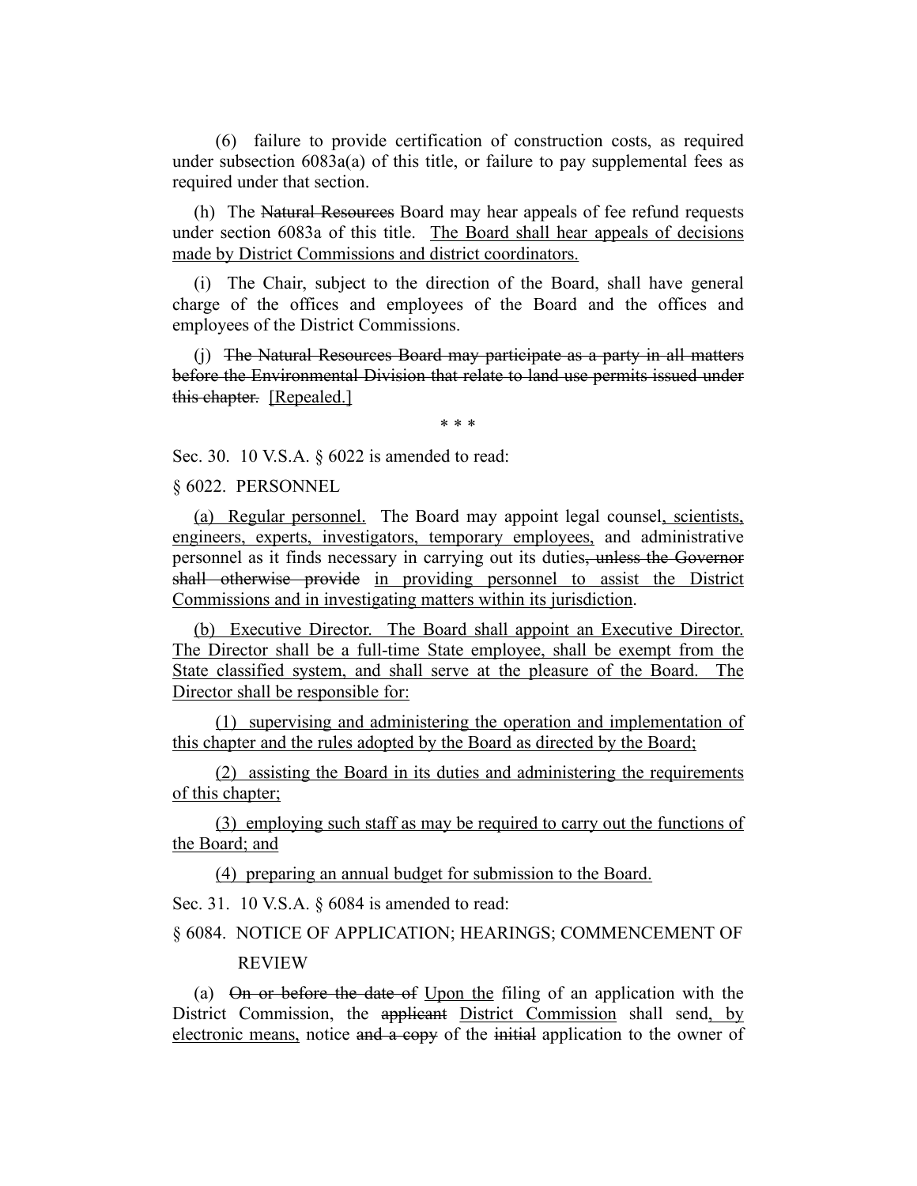(6) failure to provide certification of construction costs, as required under subsection 6083a(a) of this title, or failure to pay supplemental fees as required under that section.

(h) The ~~Natural Resources~~ Board may hear appeals of fee refund requests under section 6083a of this title. <u>The Board shall hear appeals of decisions made by District Commissions and district coordinators.</u>

(i) The Chair, subject to the direction of the Board, shall have general charge of the offices and employees of the Board and the offices and employees of the District Commissions.

(j) ~~The Natural Resources Board may participate as a party in all matters before the Environmental Division that relate to land use permits issued under this chapter.~~ <u>[Repealed.]</u>

\* \* \*

Sec. 30. 10 V.S.A. § 6022 is amended to read:

§ 6022. PERSONNEL

<u>(a) Regular personnel.</u> The Board may appoint legal counsel<u>, scientists, engineers, experts, investigators, temporary employees,</u> and administrative personnel as it finds necessary in carrying out its duties~~, unless the Governor shall otherwise provide~~ <u>in providing personnel to assist the District Commissions and in investigating matters within its jurisdiction</u>.

<u>(b) Executive Director. The Board shall appoint an Executive Director. The Director shall be a full-time State employee, shall be exempt from the State classified system, and shall serve at the pleasure of the Board. The Director shall be responsible for:</u>

<u>(1) supervising and administering the operation and implementation of this chapter and the rules adopted by the Board as directed by the Board;</u>

<u>(2) assisting the Board in its duties and administering the requirements of this chapter;</u>

<u>(3) employing such staff as may be required to carry out the functions of the Board; and</u>

<u>(4) preparing an annual budget for submission to the Board.</u>

Sec. 31. 10 V.S.A. § 6084 is amended to read:

§ 6084. NOTICE OF APPLICATION; HEARINGS; COMMENCEMENT OF REVIEW

(a) ~~On or before the date of~~ <u>Upon the</u> filing of an application with the District Commission, the ~~applicant~~ <u>District Commission</u> shall send<u>, by electronic means,</u> notice ~~and a copy~~ of the ~~initial~~ application to the owner of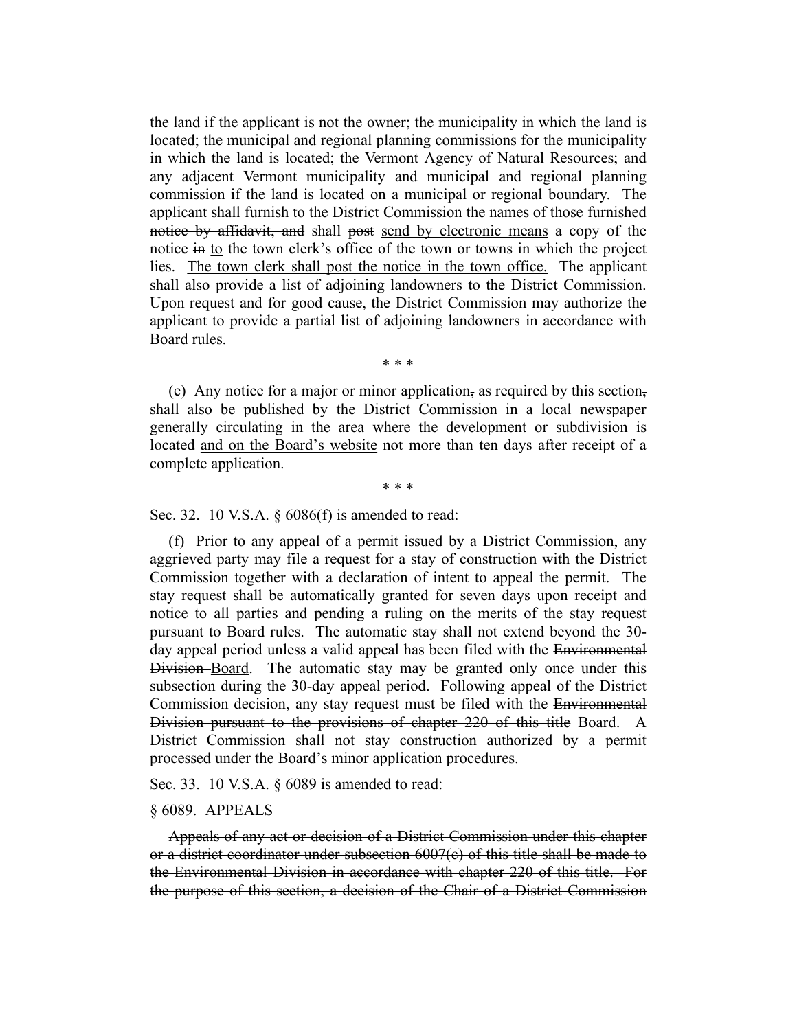the land if the applicant is not the owner; the municipality in which the land is located; the municipal and regional planning commissions for the municipality in which the land is located; the Vermont Agency of Natural Resources; and any adjacent Vermont municipality and municipal and regional planning commission if the land is located on a municipal or regional boundary. The ~~applicant shall furnish to the~~ District Commission ~~the names of those furnished notice by affidavit, and~~ shall ~~post~~ <u>send by electronic means</u> a copy of the notice ~~in~~ <u>to</u> the town clerk's office of the town or towns in which the project lies. <u>The town clerk shall post the notice in the town office.</u> The applicant shall also provide a list of adjoining landowners to the District Commission. Upon request and for good cause, the District Commission may authorize the applicant to provide a partial list of adjoining landowners in accordance with Board rules.

\* \* \*

(e) Any notice for a major or minor application~~,~~ as required by this section~~,~~ shall also be published by the District Commission in a local newspaper generally circulating in the area where the development or subdivision is located <u>and on the Board's website</u> not more than ten days after receipt of a complete application.

\* \* \*

Sec. 32. 10 V.S.A. § 6086(f) is amended to read:

(f) Prior to any appeal of a permit issued by a District Commission, any aggrieved party may file a request for a stay of construction with the District Commission together with a declaration of intent to appeal the permit. The stay request shall be automatically granted for seven days upon receipt and notice to all parties and pending a ruling on the merits of the stay request pursuant to Board rules. The automatic stay shall not extend beyond the 30-day appeal period unless a valid appeal has been filed with the ~~Environmental Division~~ <u>Board</u>. The automatic stay may be granted only once under this subsection during the 30-day appeal period. Following appeal of the District Commission decision, any stay request must be filed with the ~~Environmental Division pursuant to the provisions of chapter 220 of this title~~ <u>Board</u>. A District Commission shall not stay construction authorized by a permit processed under the Board's minor application procedures.

Sec. 33. 10 V.S.A. § 6089 is amended to read:

§ 6089. APPEALS

~~Appeals of any act or decision of a District Commission under this chapter or a district coordinator under subsection 6007(c) of this title shall be made to the Environmental Division in accordance with chapter 220 of this title. For the purpose of this section, a decision of the Chair of a District Commission~~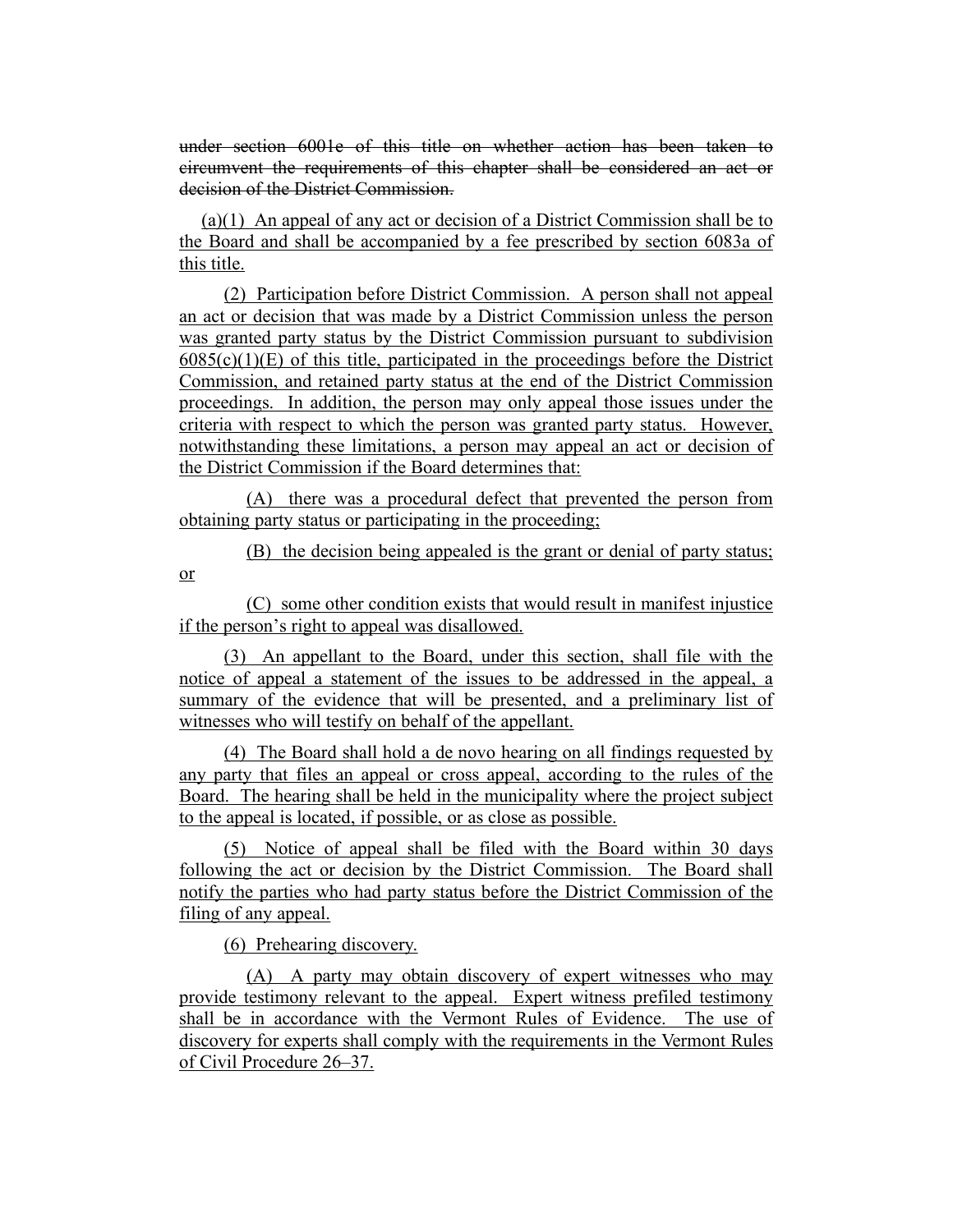~~under section 6001e of this title on whether action has been taken to circumvent the requirements of this chapter shall be considered an act or decision of the District Commission.~~

(a)(1) An appeal of any act or decision of a District Commission shall be to the Board and shall be accompanied by a fee prescribed by section 6083a of this title.

(2) Participation before District Commission. A person shall not appeal an act or decision that was made by a District Commission unless the person was granted party status by the District Commission pursuant to subdivision 6085(c)(1)(E) of this title, participated in the proceedings before the District Commission, and retained party status at the end of the District Commission proceedings. In addition, the person may only appeal those issues under the criteria with respect to which the person was granted party status. However, notwithstanding these limitations, a person may appeal an act or decision of the District Commission if the Board determines that:

(A) there was a procedural defect that prevented the person from obtaining party status or participating in the proceeding;

(B) the decision being appealed is the grant or denial of party status; or

(C) some other condition exists that would result in manifest injustice if the person's right to appeal was disallowed.

(3) An appellant to the Board, under this section, shall file with the notice of appeal a statement of the issues to be addressed in the appeal, a summary of the evidence that will be presented, and a preliminary list of witnesses who will testify on behalf of the appellant.

(4) The Board shall hold a de novo hearing on all findings requested by any party that files an appeal or cross appeal, according to the rules of the Board. The hearing shall be held in the municipality where the project subject to the appeal is located, if possible, or as close as possible.

(5) Notice of appeal shall be filed with the Board within 30 days following the act or decision by the District Commission. The Board shall notify the parties who had party status before the District Commission of the filing of any appeal.

(6) Prehearing discovery.

(A) A party may obtain discovery of expert witnesses who may provide testimony relevant to the appeal. Expert witness prefiled testimony shall be in accordance with the Vermont Rules of Evidence. The use of discovery for experts shall comply with the requirements in the Vermont Rules of Civil Procedure 26–37.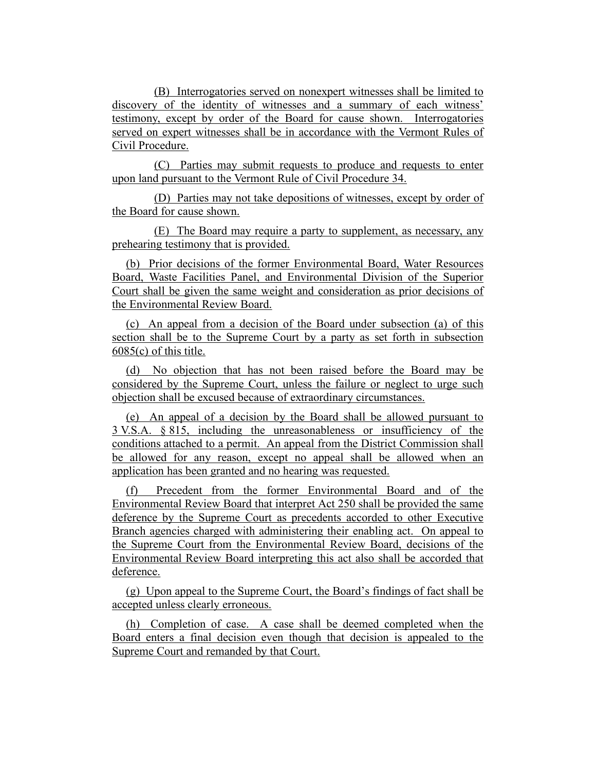(B) Interrogatories served on nonexpert witnesses shall be limited to discovery of the identity of witnesses and a summary of each witness' testimony, except by order of the Board for cause shown. Interrogatories served on expert witnesses shall be in accordance with the Vermont Rules of Civil Procedure.

(C) Parties may submit requests to produce and requests to enter upon land pursuant to the Vermont Rule of Civil Procedure 34.

(D) Parties may not take depositions of witnesses, except by order of the Board for cause shown.

(E) The Board may require a party to supplement, as necessary, any prehearing testimony that is provided.

(b) Prior decisions of the former Environmental Board, Water Resources Board, Waste Facilities Panel, and Environmental Division of the Superior Court shall be given the same weight and consideration as prior decisions of the Environmental Review Board.

(c) An appeal from a decision of the Board under subsection (a) of this section shall be to the Supreme Court by a party as set forth in subsection 6085(c) of this title.

(d) No objection that has not been raised before the Board may be considered by the Supreme Court, unless the failure or neglect to urge such objection shall be excused because of extraordinary circumstances.

(e) An appeal of a decision by the Board shall be allowed pursuant to 3 V.S.A. § 815, including the unreasonableness or insufficiency of the conditions attached to a permit. An appeal from the District Commission shall be allowed for any reason, except no appeal shall be allowed when an application has been granted and no hearing was requested.

(f) Precedent from the former Environmental Board and of the Environmental Review Board that interpret Act 250 shall be provided the same deference by the Supreme Court as precedents accorded to other Executive Branch agencies charged with administering their enabling act. On appeal to the Supreme Court from the Environmental Review Board, decisions of the Environmental Review Board interpreting this act also shall be accorded that deference.

(g) Upon appeal to the Supreme Court, the Board's findings of fact shall be accepted unless clearly erroneous.

(h) Completion of case. A case shall be deemed completed when the Board enters a final decision even though that decision is appealed to the Supreme Court and remanded by that Court.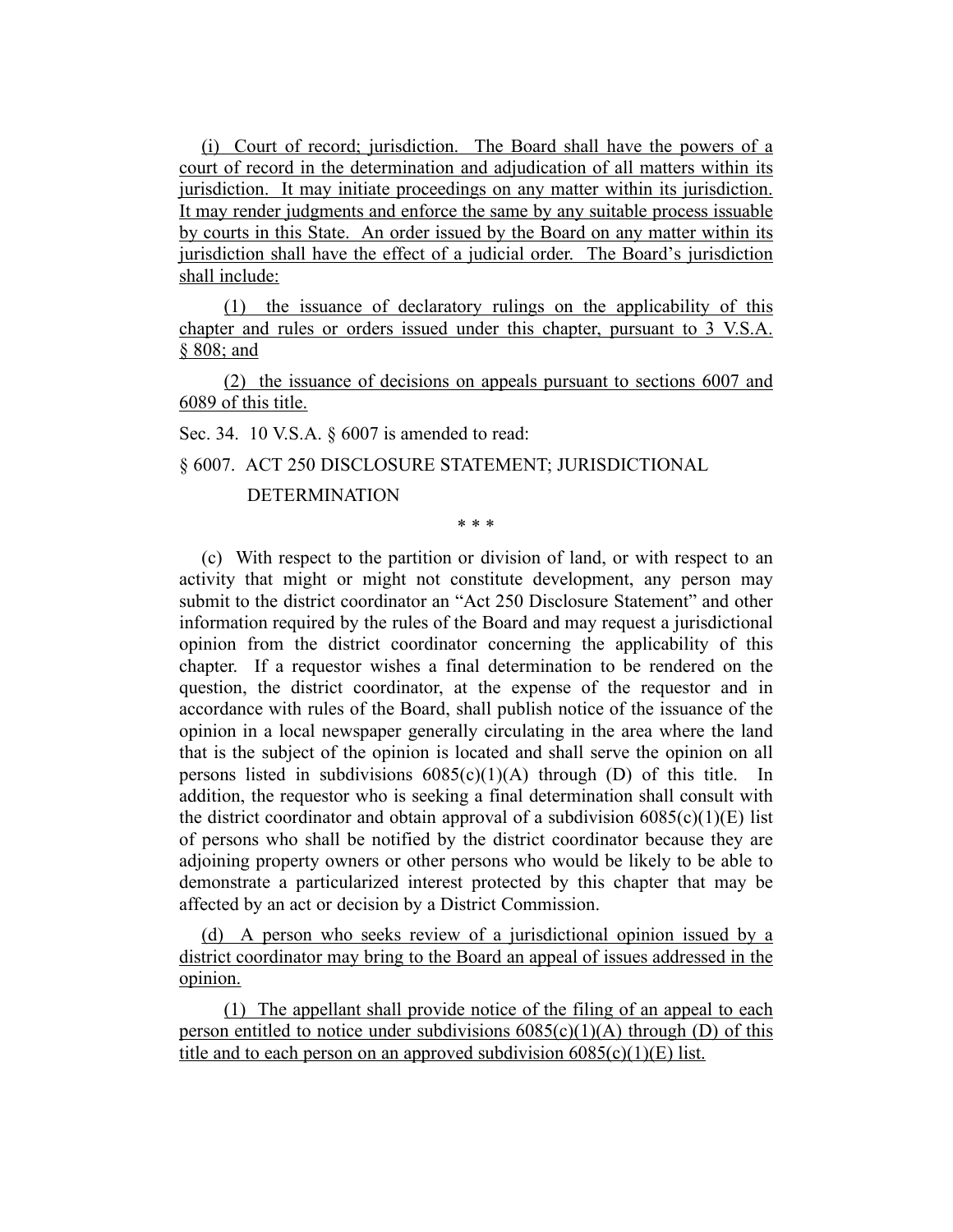(i) Court of record; jurisdiction. The Board shall have the powers of a court of record in the determination and adjudication of all matters within its jurisdiction. It may initiate proceedings on any matter within its jurisdiction. It may render judgments and enforce the same by any suitable process issuable by courts in this State. An order issued by the Board on any matter within its jurisdiction shall have the effect of a judicial order. The Board's jurisdiction shall include:

(1) the issuance of declaratory rulings on the applicability of this chapter and rules or orders issued under this chapter, pursuant to 3 V.S.A. § 808; and

(2) the issuance of decisions on appeals pursuant to sections 6007 and 6089 of this title.

Sec. 34. 10 V.S.A. § 6007 is amended to read:

§ 6007. ACT 250 DISCLOSURE STATEMENT; JURISDICTIONAL DETERMINATION

\* \* \*

(c) With respect to the partition or division of land, or with respect to an activity that might or might not constitute development, any person may submit to the district coordinator an "Act 250 Disclosure Statement" and other information required by the rules of the Board and may request a jurisdictional opinion from the district coordinator concerning the applicability of this chapter. If a requestor wishes a final determination to be rendered on the question, the district coordinator, at the expense of the requestor and in accordance with rules of the Board, shall publish notice of the issuance of the opinion in a local newspaper generally circulating in the area where the land that is the subject of the opinion is located and shall serve the opinion on all persons listed in subdivisions 6085(c)(1)(A) through (D) of this title. In addition, the requestor who is seeking a final determination shall consult with the district coordinator and obtain approval of a subdivision 6085(c)(1)(E) list of persons who shall be notified by the district coordinator because they are adjoining property owners or other persons who would be likely to be able to demonstrate a particularized interest protected by this chapter that may be affected by an act or decision by a District Commission.

(d) A person who seeks review of a jurisdictional opinion issued by a district coordinator may bring to the Board an appeal of issues addressed in the opinion.

(1) The appellant shall provide notice of the filing of an appeal to each person entitled to notice under subdivisions 6085(c)(1)(A) through (D) of this title and to each person on an approved subdivision 6085(c)(1)(E) list.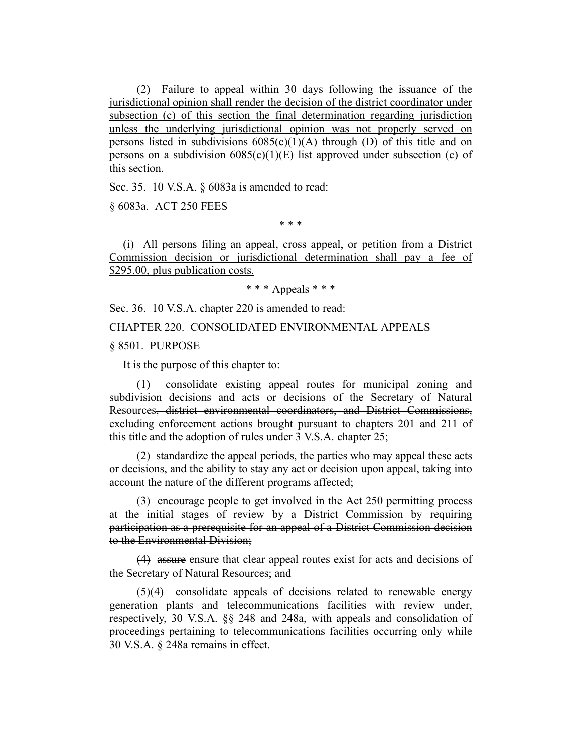<u>(2) Failure to appeal within 30 days following the issuance of the jurisdictional opinion shall render the decision of the district coordinator under subsection (c) of this section the final determination regarding jurisdiction unless the underlying jurisdictional opinion was not properly served on persons listed in subdivisions 6085(c)(1)(A) through (D) of this title and on persons on a subdivision 6085(c)(1)(E) list approved under subsection (c) of this section.</u>

Sec. 35. 10 V.S.A. § 6083a is amended to read:

§ 6083a. ACT 250 FEES

\* \* \*

<u>(i) All persons filing an appeal, cross appeal, or petition from a District Commission decision or jurisdictional determination shall pay a fee of $295.00, plus publication costs.</u>

\* \* \* Appeals \* \* \*

Sec. 36. 10 V.S.A. chapter 220 is amended to read:

CHAPTER 220. CONSOLIDATED ENVIRONMENTAL APPEALS

§ 8501. PURPOSE

It is the purpose of this chapter to:

(1) consolidate existing appeal routes for municipal zoning and subdivision decisions and acts or decisions of the Secretary of Natural Resources~~, district environmental coordinators, and District Commissions,~~ excluding enforcement actions brought pursuant to chapters 201 and 211 of this title and the adoption of rules under 3 V.S.A. chapter 25;

(2) standardize the appeal periods, the parties who may appeal these acts or decisions, and the ability to stay any act or decision upon appeal, taking into account the nature of the different programs affected;

(3) ~~encourage people to get involved in the Act 250 permitting process at the initial stages of review by a District Commission by requiring participation as a prerequisite for an appeal of a District Commission decision to the Environmental Division;~~

~~(4)~~ ~~assure~~ <u>ensure</u> that clear appeal routes exist for acts and decisions of the Secretary of Natural Resources; <u>and</u>

~~(5)~~<u>(4)</u> consolidate appeals of decisions related to renewable energy generation plants and telecommunications facilities with review under, respectively, 30 V.S.A. §§ 248 and 248a, with appeals and consolidation of proceedings pertaining to telecommunications facilities occurring only while 30 V.S.A. § 248a remains in effect.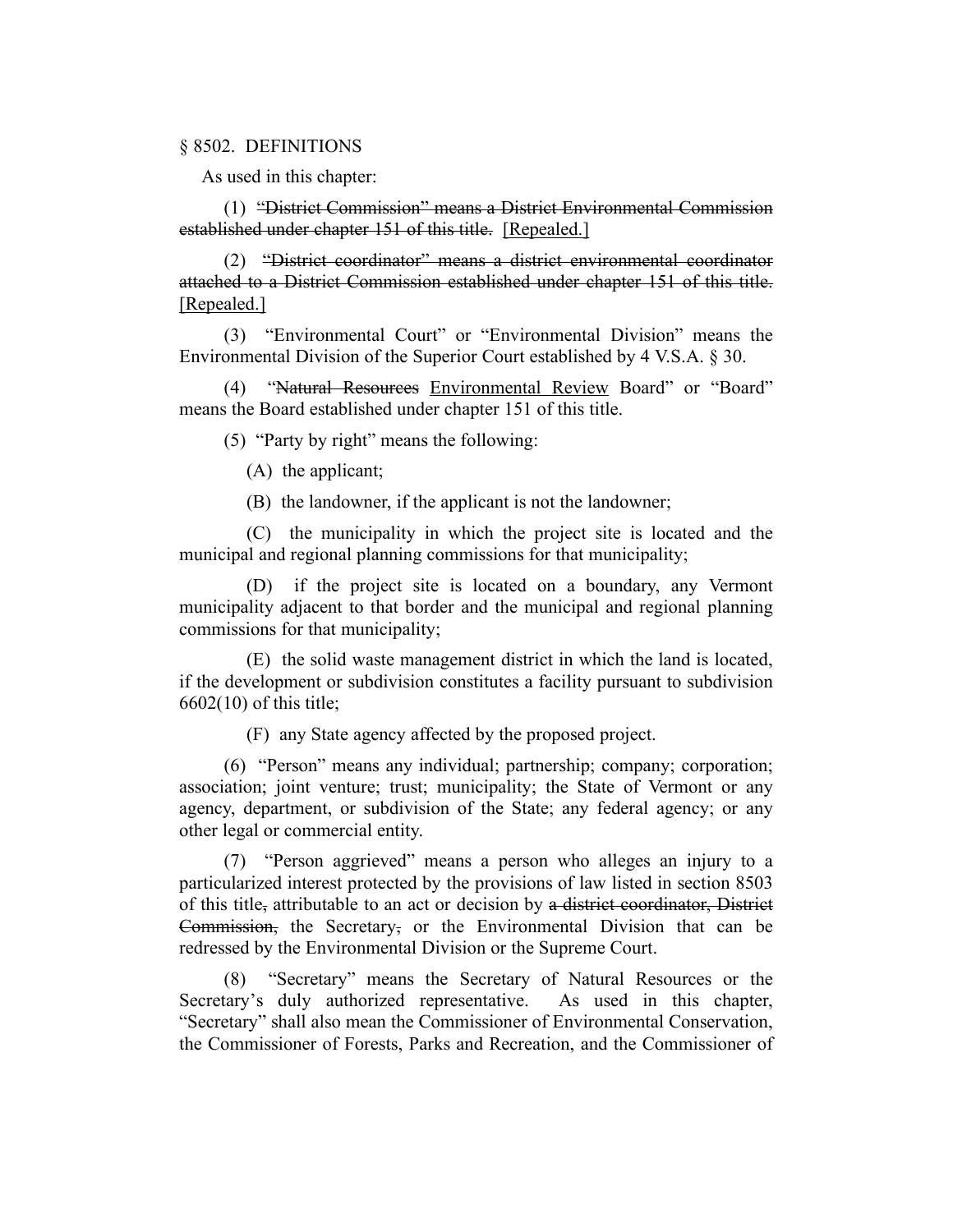§ 8502. DEFINITIONS

As used in this chapter:

(1) ~~"District Commission" means a District Environmental Commission established under chapter 151 of this title.~~ <u>[Repealed.]</u>

(2) ~~"District coordinator" means a district environmental coordinator attached to a District Commission established under chapter 151 of this title.~~ <u>[Repealed.]</u>

(3) "Environmental Court" or "Environmental Division" means the Environmental Division of the Superior Court established by 4 V.S.A. § 30.

(4) "~~Natural Resources~~ <u>Environmental Review</u> Board" or "Board" means the Board established under chapter 151 of this title.

(5) "Party by right" means the following:

(A) the applicant;

(B) the landowner, if the applicant is not the landowner;

(C) the municipality in which the project site is located and the municipal and regional planning commissions for that municipality;

(D) if the project site is located on a boundary, any Vermont municipality adjacent to that border and the municipal and regional planning commissions for that municipality;

(E) the solid waste management district in which the land is located, if the development or subdivision constitutes a facility pursuant to subdivision 6602(10) of this title;

(F) any State agency affected by the proposed project.

(6) "Person" means any individual; partnership; company; corporation; association; joint venture; trust; municipality; the State of Vermont or any agency, department, or subdivision of the State; any federal agency; or any other legal or commercial entity.

(7) "Person aggrieved" means a person who alleges an injury to a particularized interest protected by the provisions of law listed in section 8503 of this title~~,~~ attributable to an act or decision by ~~a district coordinator, District Commission,~~ the Secretary~~,~~ or the Environmental Division that can be redressed by the Environmental Division or the Supreme Court.

(8) "Secretary" means the Secretary of Natural Resources or the Secretary's duly authorized representative. As used in this chapter, "Secretary" shall also mean the Commissioner of Environmental Conservation, the Commissioner of Forests, Parks and Recreation, and the Commissioner of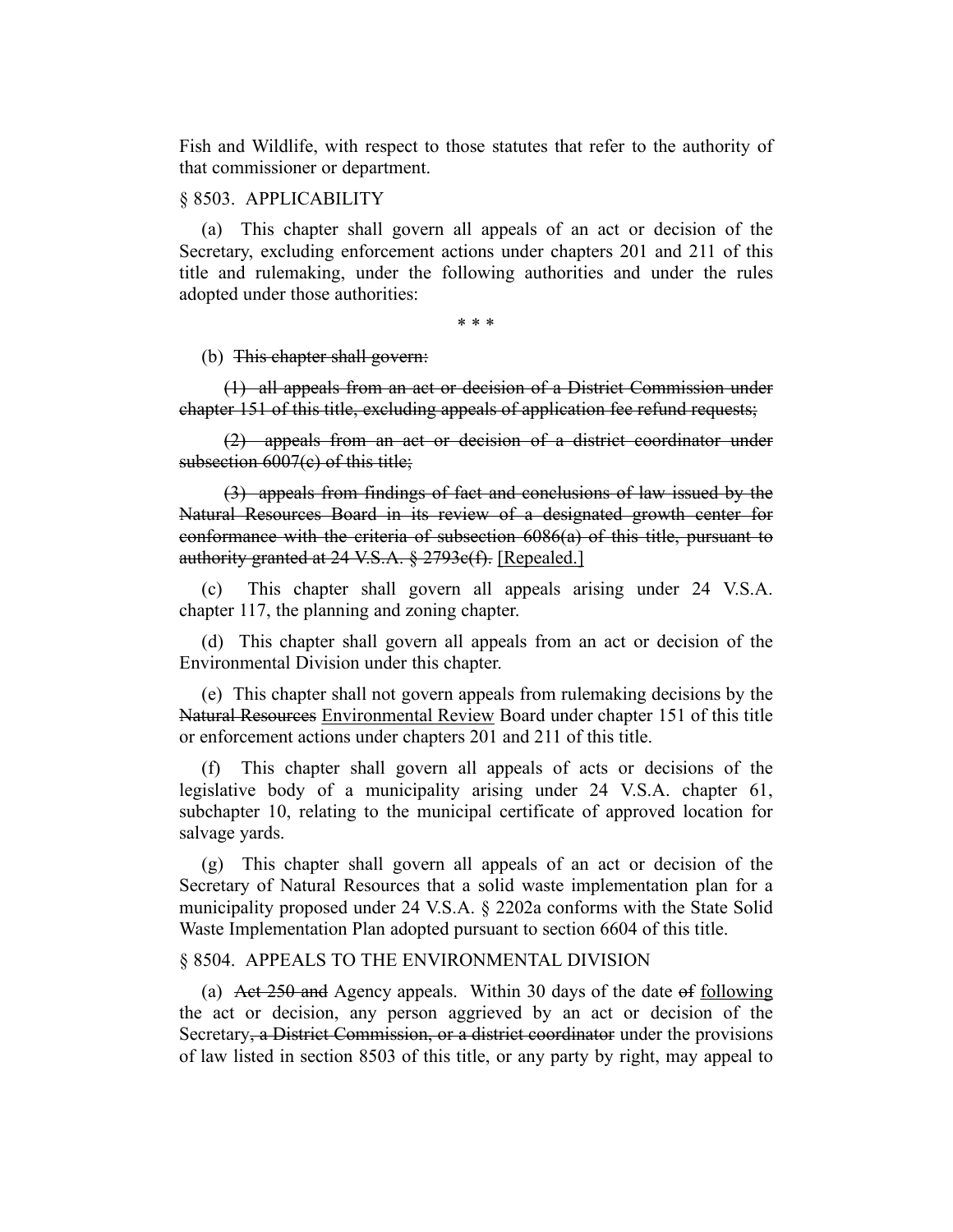Fish and Wildlife, with respect to those statutes that refer to the authority of that commissioner or department.

§ 8503. APPLICABILITY

(a) This chapter shall govern all appeals of an act or decision of the Secretary, excluding enforcement actions under chapters 201 and 211 of this title and rulemaking, under the following authorities and under the rules adopted under those authorities:

\* \* \*

(b) ~~This chapter shall govern:~~

~~(1) all appeals from an act or decision of a District Commission under chapter 151 of this title, excluding appeals of application fee refund requests;~~

~~(2) appeals from an act or decision of a district coordinator under subsection 6007(c) of this title;~~

~~(3) appeals from findings of fact and conclusions of law issued by the Natural Resources Board in its review of a designated growth center for conformance with the criteria of subsection 6086(a) of this title, pursuant to authority granted at 24 V.S.A. § 2793c(f).~~ [Repealed.]

(c) This chapter shall govern all appeals arising under 24 V.S.A. chapter 117, the planning and zoning chapter.

(d) This chapter shall govern all appeals from an act or decision of the Environmental Division under this chapter.

(e) This chapter shall not govern appeals from rulemaking decisions by the ~~Natural Resources~~ Environmental Review Board under chapter 151 of this title or enforcement actions under chapters 201 and 211 of this title.

(f) This chapter shall govern all appeals of acts or decisions of the legislative body of a municipality arising under 24 V.S.A. chapter 61, subchapter 10, relating to the municipal certificate of approved location for salvage yards.

(g) This chapter shall govern all appeals of an act or decision of the Secretary of Natural Resources that a solid waste implementation plan for a municipality proposed under 24 V.S.A. § 2202a conforms with the State Solid Waste Implementation Plan adopted pursuant to section 6604 of this title.

§ 8504. APPEALS TO THE ENVIRONMENTAL DIVISION

(a) ~~Act 250 and~~ Agency appeals. Within 30 days of the date ~~of~~ following the act or decision, any person aggrieved by an act or decision of the Secretary~~, a District Commission, or a district coordinator~~ under the provisions of law listed in section 8503 of this title, or any party by right, may appeal to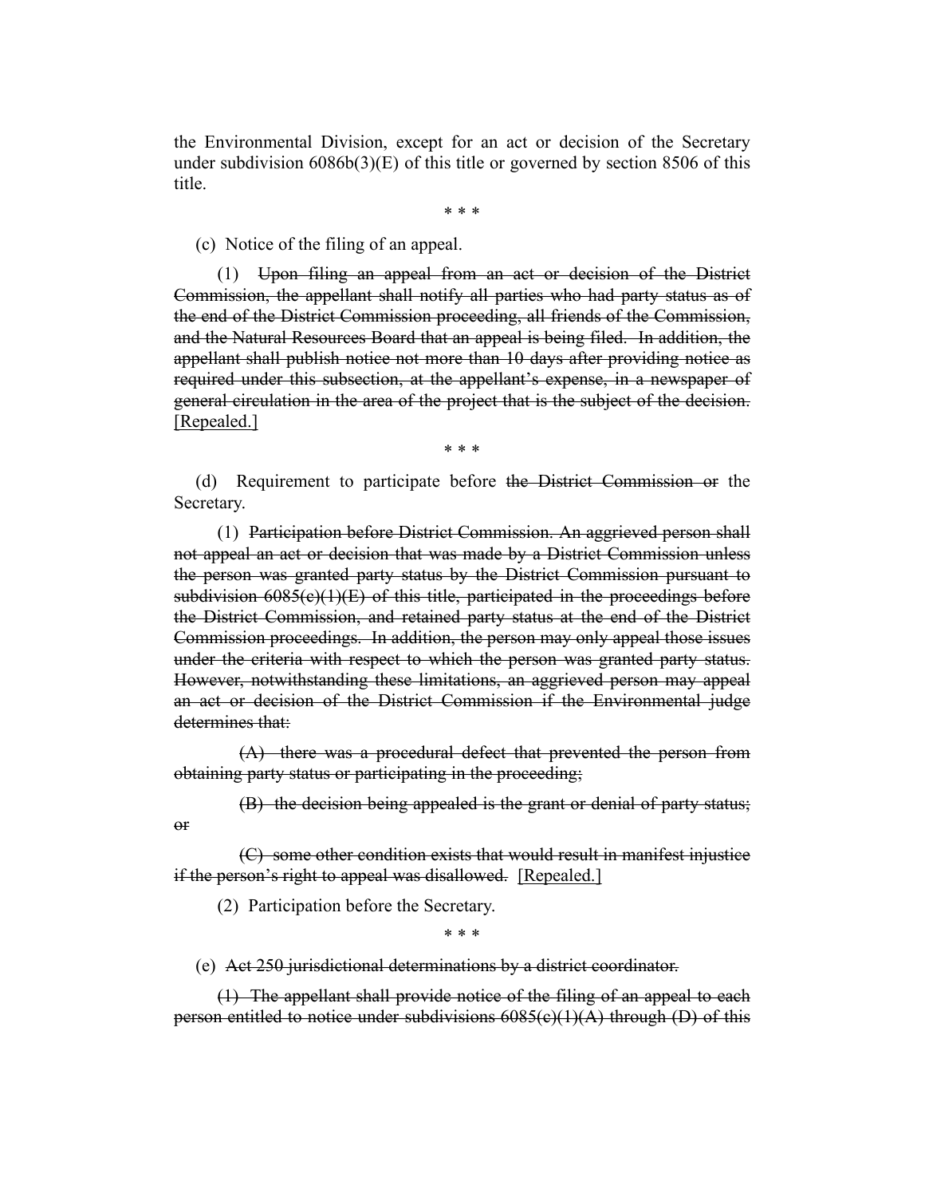the Environmental Division, except for an act or decision of the Secretary under subdivision 6086b(3)(E) of this title or governed by section 8506 of this title.

\* \* \*

(c) Notice of the filing of an appeal.

(1) ~~Upon filing an appeal from an act or decision of the District Commission, the appellant shall notify all parties who had party status as of the end of the District Commission proceeding, all friends of the Commission, and the Natural Resources Board that an appeal is being filed. In addition, the appellant shall publish notice not more than 10 days after providing notice as required under this subsection, at the appellant's expense, in a newspaper of general circulation in the area of the project that is the subject of the decision.~~ [Repealed.]

\* \* \*

(d) Requirement to participate before ~~the District Commission or~~ the Secretary.

(1) ~~Participation before District Commission. An aggrieved person shall not appeal an act or decision that was made by a District Commission unless the person was granted party status by the District Commission pursuant to subdivision 6085(c)(1)(E) of this title, participated in the proceedings before the District Commission, and retained party status at the end of the District Commission proceedings. In addition, the person may only appeal those issues under the criteria with respect to which the person was granted party status. However, notwithstanding these limitations, an aggrieved person may appeal an act or decision of the District Commission if the Environmental judge determines that:~~

~~(A) there was a procedural defect that prevented the person from obtaining party status or participating in the proceeding;~~

~~(B) the decision being appealed is the grant or denial of party status; or~~

~~(C) some other condition exists that would result in manifest injustice if the person's right to appeal was disallowed.~~ [Repealed.]

(2) Participation before the Secretary.

\* \* \*

(e) ~~Act 250 jurisdictional determinations by a district coordinator.~~

~~(1) The appellant shall provide notice of the filing of an appeal to each person entitled to notice under subdivisions 6085(c)(1)(A) through (D) of this~~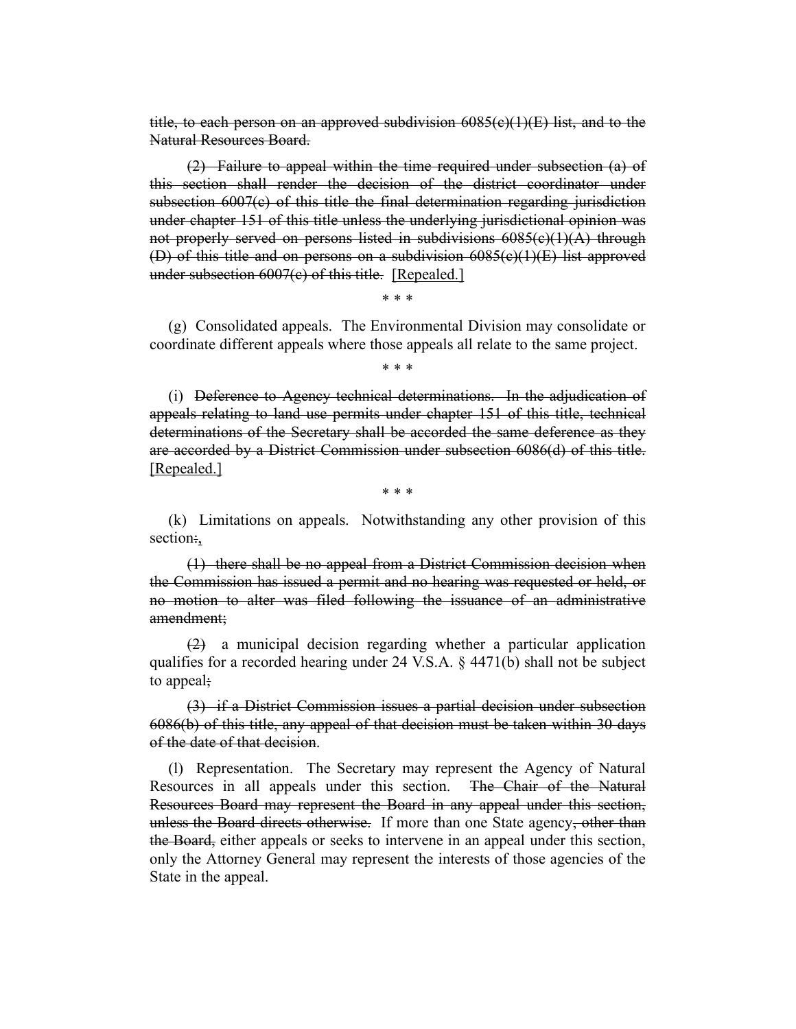~~title, to each person on an approved subdivision 6085(c)(1)(E) list, and to the Natural Resources Board.~~

~~(2) Failure to appeal within the time required under subsection (a) of this section shall render the decision of the district coordinator under subsection 6007(c) of this title the final determination regarding jurisdiction under chapter 151 of this title unless the underlying jurisdictional opinion was not properly served on persons listed in subdivisions 6085(c)(1)(A) through (D) of this title and on persons on a subdivision 6085(c)(1)(E) list approved under subsection 6007(c) of this title.~~ <u>[Repealed.]</u>

\* \* \*

(g) Consolidated appeals. The Environmental Division may consolidate or coordinate different appeals where those appeals all relate to the same project.

\* \* \*

(i) ~~Deference to Agency technical determinations. In the adjudication of appeals relating to land use permits under chapter 151 of this title, technical determinations of the Secretary shall be accorded the same deference as they are accorded by a District Commission under subsection 6086(d) of this title.~~ <u>[Repealed.]</u>

\* \* \*

(k) Limitations on appeals. Notwithstanding any other provision of this section~~:~~<u>,</u>

~~(1) there shall be no appeal from a District Commission decision when the Commission has issued a permit and no hearing was requested or held, or no motion to alter was filed following the issuance of an administrative amendment;~~

~~(2)~~ a municipal decision regarding whether a particular application qualifies for a recorded hearing under 24 V.S.A. § 4471(b) shall not be subject to appeal~~;~~

~~(3) if a District Commission issues a partial decision under subsection 6086(b) of this title, any appeal of that decision must be taken within 30 days of the date of that decision~~.

(l) Representation. The Secretary may represent the Agency of Natural Resources in all appeals under this section. ~~The Chair of the Natural Resources Board may represent the Board in any appeal under this section, unless the Board directs otherwise.~~ If more than one State agency~~, other than the Board,~~ either appeals or seeks to intervene in an appeal under this section, only the Attorney General may represent the interests of those agencies of the State in the appeal.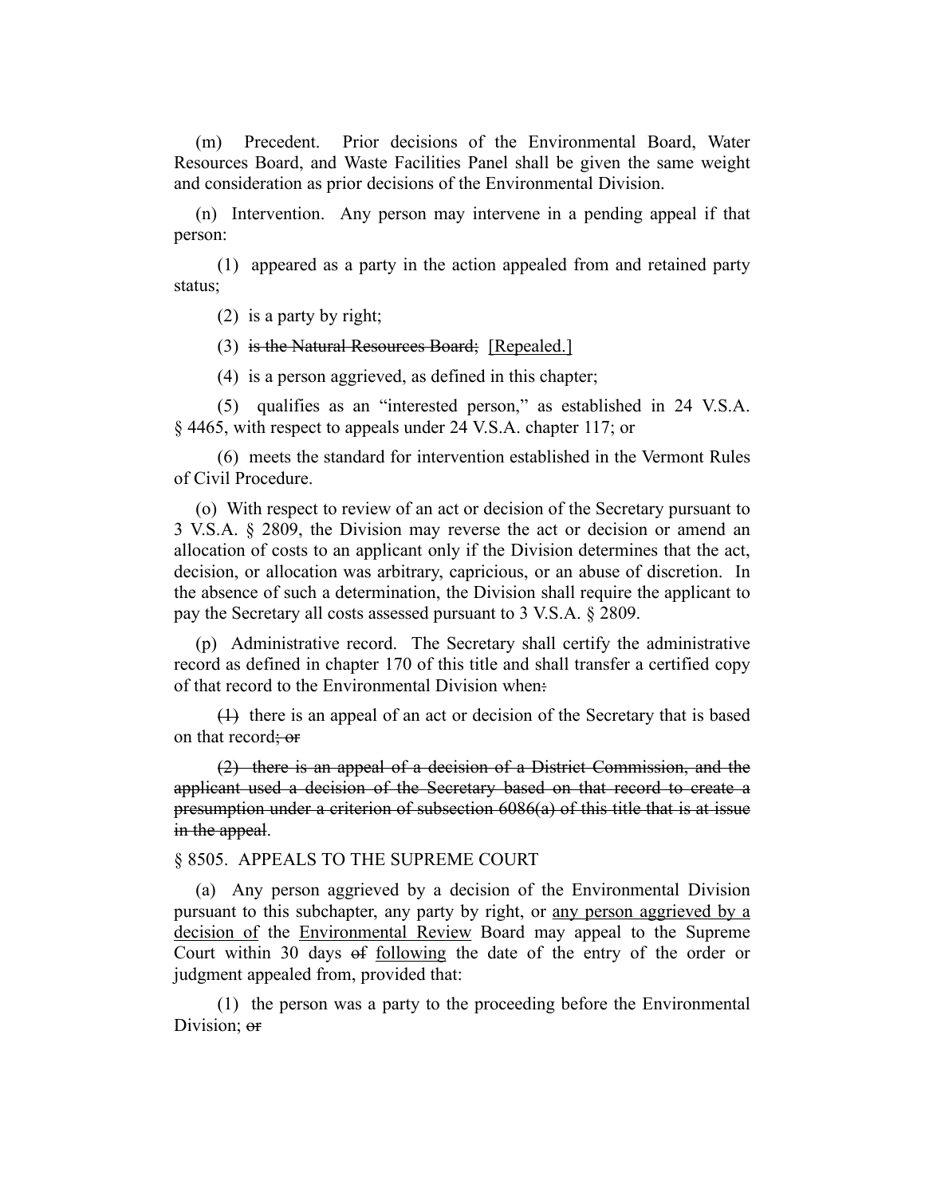(m) Precedent. Prior decisions of the Environmental Board, Water Resources Board, and Waste Facilities Panel shall be given the same weight and consideration as prior decisions of the Environmental Division.

(n) Intervention. Any person may intervene in a pending appeal if that person:

(1) appeared as a party in the action appealed from and retained party status;

(2) is a party by right;

(3) ~~is the Natural Resources Board;~~ <u>[Repealed.]</u>

(4) is a person aggrieved, as defined in this chapter;

(5) qualifies as an "interested person," as established in 24 V.S.A. § 4465, with respect to appeals under 24 V.S.A. chapter 117; or

(6) meets the standard for intervention established in the Vermont Rules of Civil Procedure.

(o) With respect to review of an act or decision of the Secretary pursuant to 3 V.S.A. § 2809, the Division may reverse the act or decision or amend an allocation of costs to an applicant only if the Division determines that the act, decision, or allocation was arbitrary, capricious, or an abuse of discretion. In the absence of such a determination, the Division shall require the applicant to pay the Secretary all costs assessed pursuant to 3 V.S.A. § 2809.

(p) Administrative record. The Secretary shall certify the administrative record as defined in chapter 170 of this title and shall transfer a certified copy of that record to the Environmental Division when~~:~~

~~(1)~~ there is an appeal of an act or decision of the Secretary that is based on that record~~; or~~

~~(2) there is an appeal of a decision of a District Commission, and the applicant used a decision of the Secretary based on that record to create a presumption under a criterion of subsection 6086(a) of this title that is at issue in the appeal~~.

§ 8505. APPEALS TO THE SUPREME COURT

(a) Any person aggrieved by a decision of the Environmental Division pursuant to this subchapter, any party by right, or <u>any person aggrieved by a decision of</u> the <u>Environmental Review</u> Board may appeal to the Supreme Court within 30 days ~~of~~ <u>following</u> the date of the entry of the order or judgment appealed from, provided that:

(1) the person was a party to the proceeding before the Environmental Division; ~~or~~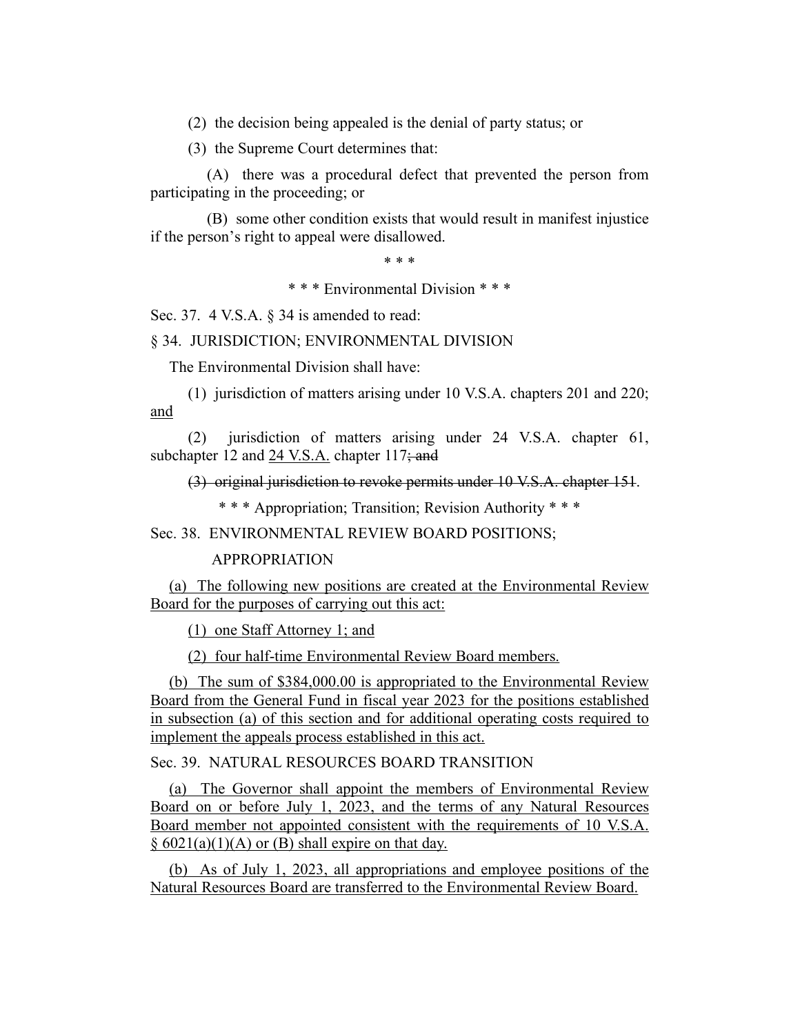(2) the decision being appealed is the denial of party status; or

(3) the Supreme Court determines that:

(A) there was a procedural defect that prevented the person from participating in the proceeding; or

(B) some other condition exists that would result in manifest injustice if the person's right to appeal were disallowed.

\* \* \*

\* \* \* Environmental Division \* \* \*

Sec. 37. 4 V.S.A. § 34 is amended to read:

§ 34. JURISDICTION; ENVIRONMENTAL DIVISION

The Environmental Division shall have:

(1) jurisdiction of matters arising under 10 V.S.A. chapters 201 and 220; <u>and</u>

(2) jurisdiction of matters arising under 24 V.S.A. chapter 61, subchapter 12 and <u>24 V.S.A.</u> chapter 117~~; and~~

~~(3) original jurisdiction to revoke permits under 10 V.S.A. chapter 151~~.

\* \* \* Appropriation; Transition; Revision Authority \* \* \*

Sec. 38. ENVIRONMENTAL REVIEW BOARD POSITIONS; APPROPRIATION

<u>(a) The following new positions are created at the Environmental Review Board for the purposes of carrying out this act:</u>

<u>(1) one Staff Attorney 1; and</u>

<u>(2) four half-time Environmental Review Board members.</u>

<u>(b) The sum of $384,000.00 is appropriated to the Environmental Review Board from the General Fund in fiscal year 2023 for the positions established in subsection (a) of this section and for additional operating costs required to implement the appeals process established in this act.</u>

Sec. 39. NATURAL RESOURCES BOARD TRANSITION

<u>(a) The Governor shall appoint the members of Environmental Review Board on or before July 1, 2023, and the terms of any Natural Resources Board member not appointed consistent with the requirements of 10 V.S.A. § 6021(a)(1)(A) or (B) shall expire on that day.</u>

<u>(b) As of July 1, 2023, all appropriations and employee positions of the Natural Resources Board are transferred to the Environmental Review Board.</u>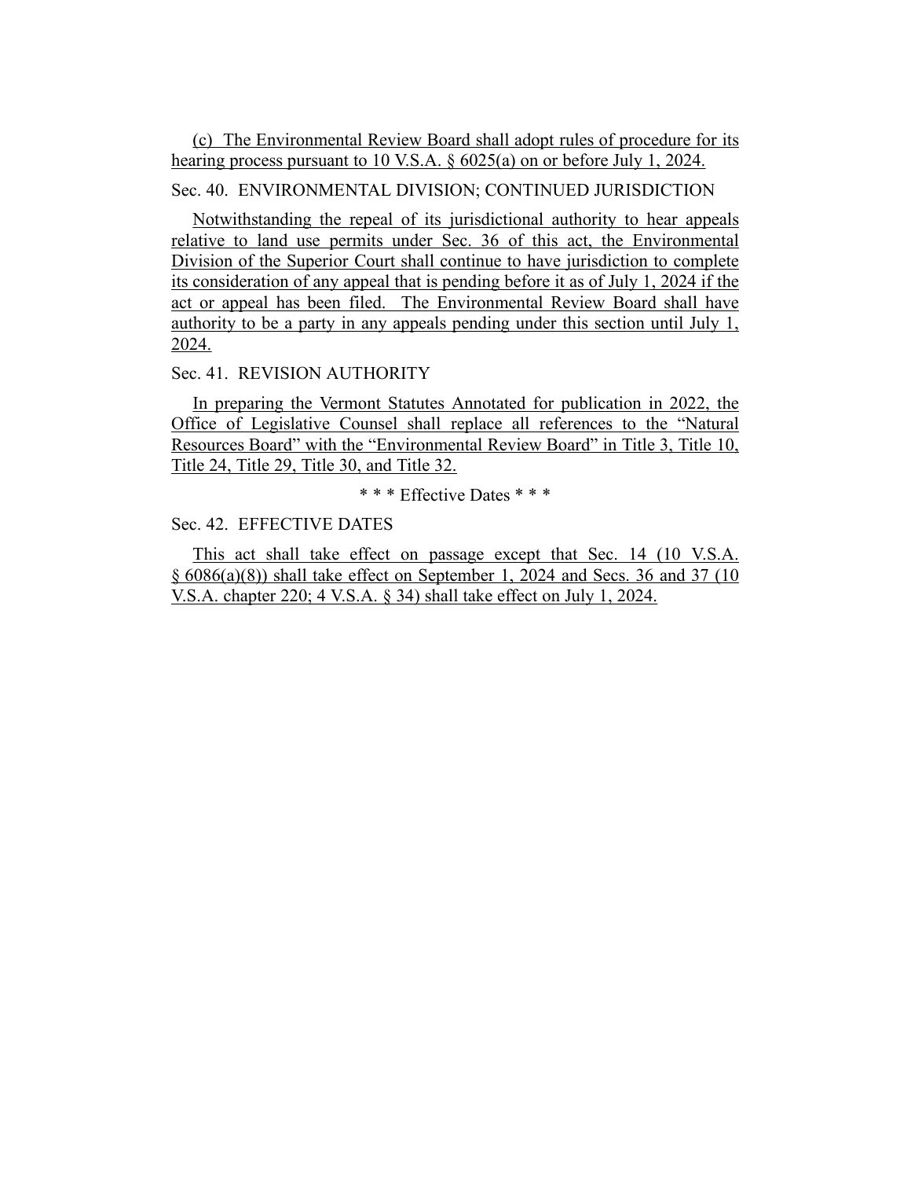(c) The Environmental Review Board shall adopt rules of procedure for its hearing process pursuant to 10 V.S.A. § 6025(a) on or before July 1, 2024.

Sec. 40. ENVIRONMENTAL DIVISION; CONTINUED JURISDICTION

Notwithstanding the repeal of its jurisdictional authority to hear appeals relative to land use permits under Sec. 36 of this act, the Environmental Division of the Superior Court shall continue to have jurisdiction to complete its consideration of any appeal that is pending before it as of July 1, 2024 if the act or appeal has been filed. The Environmental Review Board shall have authority to be a party in any appeals pending under this section until July 1, 2024.

Sec. 41. REVISION AUTHORITY

In preparing the Vermont Statutes Annotated for publication in 2022, the Office of Legislative Counsel shall replace all references to the "Natural Resources Board" with the "Environmental Review Board" in Title 3, Title 10, Title 24, Title 29, Title 30, and Title 32.

\* \* \* Effective Dates \* \* \*

Sec. 42. EFFECTIVE DATES

This act shall take effect on passage except that Sec. 14 (10 V.S.A. § 6086(a)(8)) shall take effect on September 1, 2024 and Secs. 36 and 37 (10 V.S.A. chapter 220; 4 V.S.A. § 34) shall take effect on July 1, 2024.